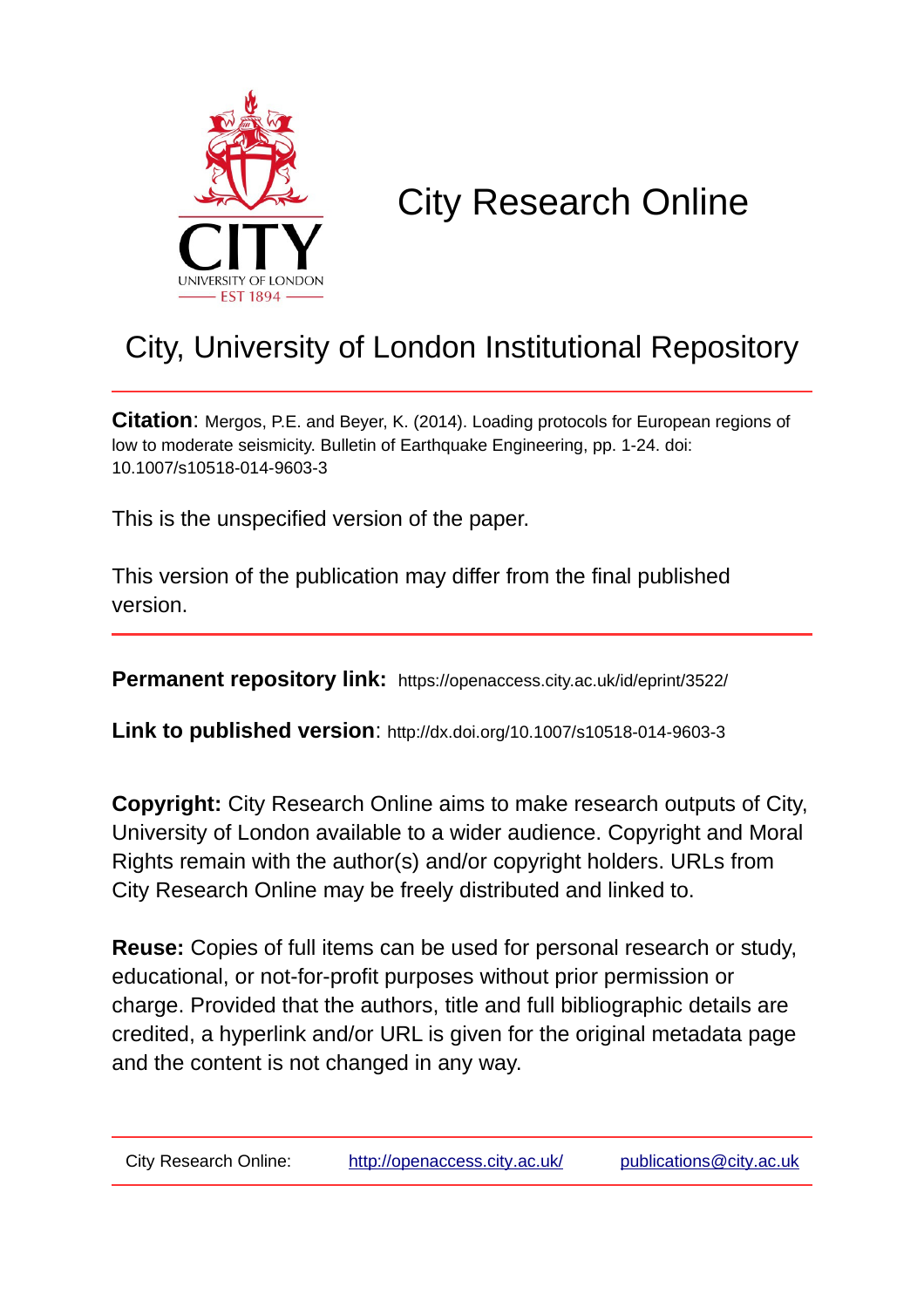# City Research Online

## City, University of London Institutional Repository

**Citation**: Mergos, P.E. and Beyer, K. (2014). Loading protocols for European regions of low to moderate seismicity. Bulletin of Earthquake Engineering, pp. 1-24. doi: 10.1007/s10518-014-9603-3

This is the unspecified version of the paper.

This version of the publication may differ from the final published version.

---

**Permanent repository link:** https://openaccess.city.ac.uk/id/eprint/3522/

**Link to published version**: http://dx.doi.org/10.1007/s10518-014-9603-3

**Copyright:** City Research Online aims to make research outputs of City, University of London available to a wider audience. Copyright and Moral Rights remain with the author(s) and/or copyright holders. URLs from City Research Online may be freely distributed and linked to.

**Reuse:** Copies of full items can be used for personal research or study, educational, or not-for-profit purposes without prior permission or charge. Provided that the authors, title and full bibliographic details are credited, a hyperlink and/or URL is given for the original metadata page and the content is not changed in any way.

---

City Research Online: http://openaccess.city.ac.uk/ publications@city.ac.uk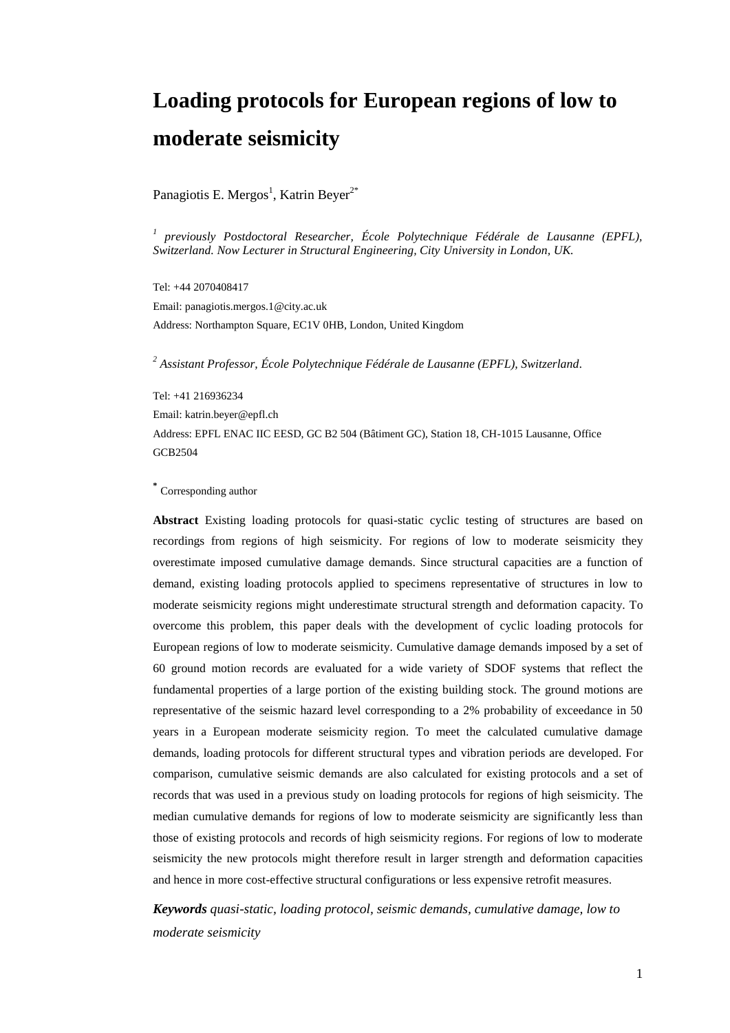# Loading protocols for European regions of low to moderate seismicity

Panagiotis E. Mergos[1], Katrin Beyer[2*]

*[1] previously Postdoctoral Researcher, École Polytechnique Fédérale de Lausanne (EPFL), Switzerland. Now Lecturer in Structural Engineering, City University in London, UK.*

Tel: +44 2070408417

Email: panagiotis.mergos.1@city.ac.uk

Address: Northampton Square, EC1V 0HB, London, United Kingdom

*[2] Assistant Professor, École Polytechnique Fédérale de Lausanne (EPFL), Switzerland.*

Tel: +41 216936234

Email: katrin.beyer@epfl.ch

Address: EPFL ENAC IIC EESD, GC B2 504 (Bâtiment GC), Station 18, CH-1015 Lausanne, Office GCB2504

[*] Corresponding author

**Abstract** Existing loading protocols for quasi-static cyclic testing of structures are based on recordings from regions of high seismicity. For regions of low to moderate seismicity they overestimate imposed cumulative damage demands. Since structural capacities are a function of demand, existing loading protocols applied to specimens representative of structures in low to moderate seismicity regions might underestimate structural strength and deformation capacity. To overcome this problem, this paper deals with the development of cyclic loading protocols for European regions of low to moderate seismicity. Cumulative damage demands imposed by a set of 60 ground motion records are evaluated for a wide variety of SDOF systems that reflect the fundamental properties of a large portion of the existing building stock. The ground motions are representative of the seismic hazard level corresponding to a 2% probability of exceedance in 50 years in a European moderate seismicity region. To meet the calculated cumulative damage demands, loading protocols for different structural types and vibration periods are developed. For comparison, cumulative seismic demands are also calculated for existing protocols and a set of records that was used in a previous study on loading protocols for regions of high seismicity. The median cumulative demands for regions of low to moderate seismicity are significantly less than those of existing protocols and records of high seismicity regions. For regions of low to moderate seismicity the new protocols might therefore result in larger strength and deformation capacities and hence in more cost-effective structural configurations or less expensive retrofit measures.

***Keywords*** *quasi-static, loading protocol, seismic demands, cumulative damage, low to moderate seismicity*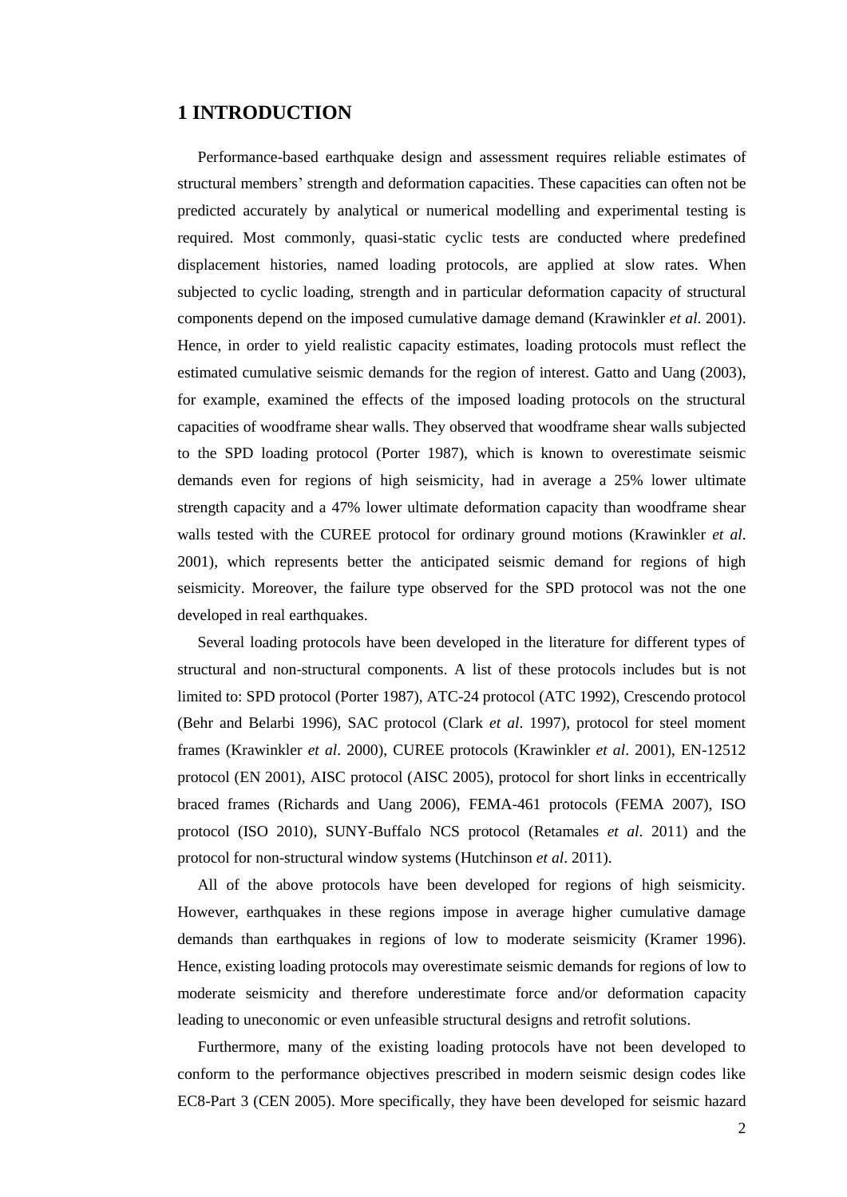# 1 INTRODUCTION

Performance-based earthquake design and assessment requires reliable estimates of structural members' strength and deformation capacities. These capacities can often not be predicted accurately by analytical or numerical modelling and experimental testing is required. Most commonly, quasi-static cyclic tests are conducted where predefined displacement histories, named loading protocols, are applied at slow rates. When subjected to cyclic loading, strength and in particular deformation capacity of structural components depend on the imposed cumulative damage demand (Krawinkler *et al*. 2001). Hence, in order to yield realistic capacity estimates, loading protocols must reflect the estimated cumulative seismic demands for the region of interest. Gatto and Uang (2003), for example, examined the effects of the imposed loading protocols on the structural capacities of woodframe shear walls. They observed that woodframe shear walls subjected to the SPD loading protocol (Porter 1987), which is known to overestimate seismic demands even for regions of high seismicity, had in average a 25% lower ultimate strength capacity and a 47% lower ultimate deformation capacity than woodframe shear walls tested with the CUREE protocol for ordinary ground motions (Krawinkler *et al*. 2001), which represents better the anticipated seismic demand for regions of high seismicity. Moreover, the failure type observed for the SPD protocol was not the one developed in real earthquakes.

Several loading protocols have been developed in the literature for different types of structural and non-structural components. A list of these protocols includes but is not limited to: SPD protocol (Porter 1987), ATC-24 protocol (ATC 1992), Crescendo protocol (Behr and Belarbi 1996), SAC protocol (Clark *et al*. 1997), protocol for steel moment frames (Krawinkler *et al*. 2000), CUREE protocols (Krawinkler *et al*. 2001), EN-12512 protocol (EN 2001), AISC protocol (AISC 2005), protocol for short links in eccentrically braced frames (Richards and Uang 2006), FEMA-461 protocols (FEMA 2007), ISO protocol (ISO 2010), SUNY-Buffalo NCS protocol (Retamales *et al*. 2011) and the protocol for non-structural window systems (Hutchinson *et al*. 2011).

All of the above protocols have been developed for regions of high seismicity. However, earthquakes in these regions impose in average higher cumulative damage demands than earthquakes in regions of low to moderate seismicity (Kramer 1996). Hence, existing loading protocols may overestimate seismic demands for regions of low to moderate seismicity and therefore underestimate force and/or deformation capacity leading to uneconomic or even unfeasible structural designs and retrofit solutions.

Furthermore, many of the existing loading protocols have not been developed to conform to the performance objectives prescribed in modern seismic design codes like EC8-Part 3 (CEN 2005). More specifically, they have been developed for seismic hazard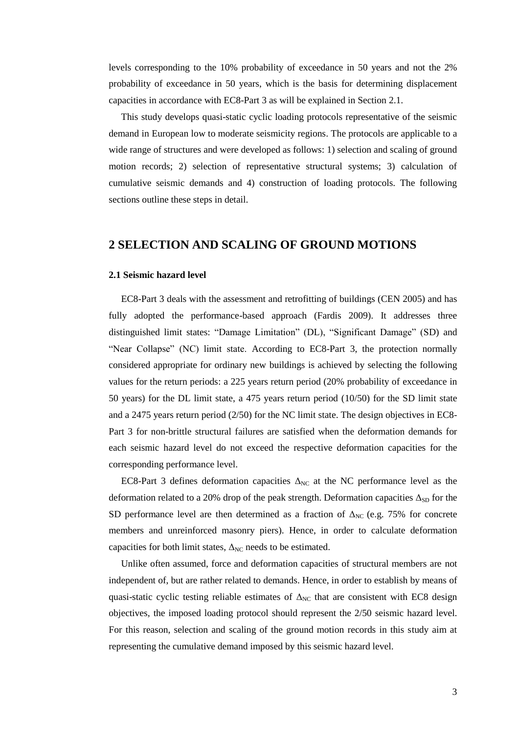levels corresponding to the 10% probability of exceedance in 50 years and not the 2% probability of exceedance in 50 years, which is the basis for determining displacement capacities in accordance with EC8-Part 3 as will be explained in Section 2.1.

This study develops quasi-static cyclic loading protocols representative of the seismic demand in European low to moderate seismicity regions. The protocols are applicable to a wide range of structures and were developed as follows: 1) selection and scaling of ground motion records; 2) selection of representative structural systems; 3) calculation of cumulative seismic demands and 4) construction of loading protocols. The following sections outline these steps in detail.

## 2 SELECTION AND SCALING OF GROUND MOTIONS

### 2.1 Seismic hazard level

EC8-Part 3 deals with the assessment and retrofitting of buildings (CEN 2005) and has fully adopted the performance-based approach (Fardis 2009). It addresses three distinguished limit states: "Damage Limitation" (DL), "Significant Damage" (SD) and "Near Collapse" (NC) limit state. According to EC8-Part 3, the protection normally considered appropriate for ordinary new buildings is achieved by selecting the following values for the return periods: a 225 years return period (20% probability of exceedance in 50 years) for the DL limit state, a 475 years return period (10/50) for the SD limit state and a 2475 years return period (2/50) for the NC limit state. The design objectives in EC8-Part 3 for non-brittle structural failures are satisfied when the deformation demands for each seismic hazard level do not exceed the respective deformation capacities for the corresponding performance level.

EC8-Part 3 defines deformation capacities $\Delta_{NC}$ at the NC performance level as the deformation related to a 20% drop of the peak strength. Deformation capacities $\Delta_{SD}$ for the SD performance level are then determined as a fraction of $\Delta_{NC}$ (e.g. 75% for concrete members and unreinforced masonry piers). Hence, in order to calculate deformation capacities for both limit states, $\Delta_{NC}$ needs to be estimated.

Unlike often assumed, force and deformation capacities of structural members are not independent of, but are rather related to demands. Hence, in order to establish by means of quasi-static cyclic testing reliable estimates of $\Delta_{NC}$ that are consistent with EC8 design objectives, the imposed loading protocol should represent the 2/50 seismic hazard level. For this reason, selection and scaling of the ground motion records in this study aim at representing the cumulative demand imposed by this seismic hazard level.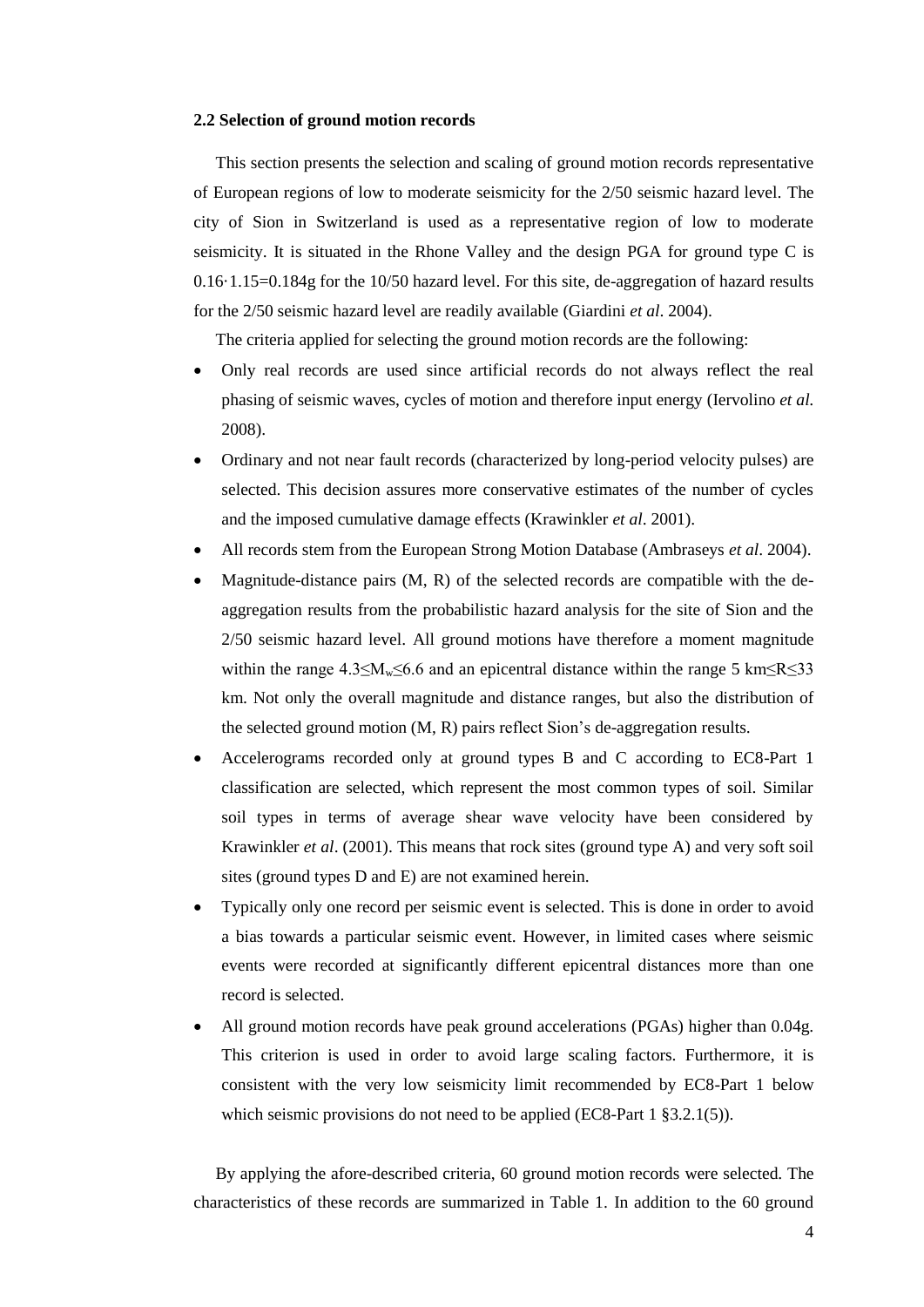### 2.2 Selection of ground motion records

This section presents the selection and scaling of ground motion records representative of European regions of low to moderate seismicity for the 2/50 seismic hazard level. The city of Sion in Switzerland is used as a representative region of low to moderate seismicity. It is situated in the Rhone Valley and the design PGA for ground type C is $0.16 \cdot 1.15 = 0.184$g for the 10/50 hazard level. For this site, de-aggregation of hazard results for the 2/50 seismic hazard level are readily available (Giardini *et al*. 2004).

The criteria applied for selecting the ground motion records are the following:

- Only real records are used since artificial records do not always reflect the real phasing of seismic waves, cycles of motion and therefore input energy (Iervolino *et al.* 2008).
- Ordinary and not near fault records (characterized by long-period velocity pulses) are selected. This decision assures more conservative estimates of the number of cycles and the imposed cumulative damage effects (Krawinkler *et al*. 2001).
- All records stem from the European Strong Motion Database (Ambraseys *et al*. 2004).
- Magnitude-distance pairs (M, R) of the selected records are compatible with the de-aggregation results from the probabilistic hazard analysis for the site of Sion and the 2/50 seismic hazard level. All ground motions have therefore a moment magnitude within the range $4.3 \leq M_w \leq 6.6$ and an epicentral distance within the range 5 km$\leq R \leq$33 km. Not only the overall magnitude and distance ranges, but also the distribution of the selected ground motion (M, R) pairs reflect Sion's de-aggregation results.
- Accelerograms recorded only at ground types B and C according to EC8-Part 1 classification are selected, which represent the most common types of soil. Similar soil types in terms of average shear wave velocity have been considered by Krawinkler *et al*. (2001). This means that rock sites (ground type A) and very soft soil sites (ground types D and E) are not examined herein.
- Typically only one record per seismic event is selected. This is done in order to avoid a bias towards a particular seismic event. However, in limited cases where seismic events were recorded at significantly different epicentral distances more than one record is selected.
- All ground motion records have peak ground accelerations (PGAs) higher than 0.04g. This criterion is used in order to avoid large scaling factors. Furthermore, it is consistent with the very low seismicity limit recommended by EC8-Part 1 below which seismic provisions do not need to be applied (EC8-Part 1 §3.2.1(5)).

By applying the afore-described criteria, 60 ground motion records were selected. The characteristics of these records are summarized in Table 1. In addition to the 60 ground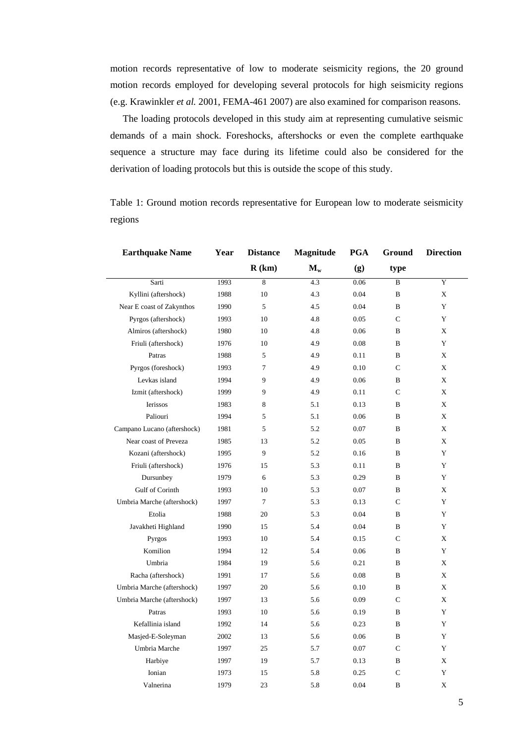motion records representative of low to moderate seismicity regions, the 20 ground motion records employed for developing several protocols for high seismicity regions (e.g. Krawinkler *et al.* 2001, FEMA-461 2007) are also examined for comparison reasons.

The loading protocols developed in this study aim at representing cumulative seismic demands of a main shock. Foreshocks, aftershocks or even the complete earthquake sequence a structure may face during its lifetime could also be considered for the derivation of loading protocols but this is outside the scope of this study.

Table 1: Ground motion records representative for European low to moderate seismicity regions

| Earthquake Name | Year | Distance R (km) | Magnitude $M_w$ | PGA (g) | Ground type | Direction |
|---|---|---|---|---|---|---|
| Sarti | 1993 | 8 | 4.3 | 0.06 | B | Y |
| Kyllini (aftershock) | 1988 | 10 | 4.3 | 0.04 | B | X |
| Near E coast of Zakynthos | 1990 | 5 | 4.5 | 0.04 | B | Y |
| Pyrgos (aftershock) | 1993 | 10 | 4.8 | 0.05 | C | Y |
| Almiros (aftershock) | 1980 | 10 | 4.8 | 0.06 | B | X |
| Friuli (aftershock) | 1976 | 10 | 4.9 | 0.08 | B | Y |
| Patras | 1988 | 5 | 4.9 | 0.11 | B | X |
| Pyrgos (foreshock) | 1993 | 7 | 4.9 | 0.10 | C | X |
| Levkas island | 1994 | 9 | 4.9 | 0.06 | B | X |
| Izmit (aftershock) | 1999 | 9 | 4.9 | 0.11 | C | X |
| Ierissos | 1983 | 8 | 5.1 | 0.13 | B | X |
| Paliouri | 1994 | 5 | 5.1 | 0.06 | B | X |
| Campano Lucano (aftershock) | 1981 | 5 | 5.2 | 0.07 | B | X |
| Near coast of Preveza | 1985 | 13 | 5.2 | 0.05 | B | X |
| Kozani (aftershock) | 1995 | 9 | 5.2 | 0.16 | B | Y |
| Friuli (aftershock) | 1976 | 15 | 5.3 | 0.11 | B | Y |
| Dursunbey | 1979 | 6 | 5.3 | 0.29 | B | Y |
| Gulf of Corinth | 1993 | 10 | 5.3 | 0.07 | B | X |
| Umbria Marche (aftershock) | 1997 | 7 | 5.3 | 0.13 | C | Y |
| Etolia | 1988 | 20 | 5.3 | 0.04 | B | Y |
| Javakheti Highland | 1990 | 15 | 5.4 | 0.04 | B | Y |
| Pyrgos | 1993 | 10 | 5.4 | 0.15 | C | X |
| Komilion | 1994 | 12 | 5.4 | 0.06 | B | Y |
| Umbria | 1984 | 19 | 5.6 | 0.21 | B | X |
| Racha (aftershock) | 1991 | 17 | 5.6 | 0.08 | B | X |
| Umbria Marche (aftershock) | 1997 | 20 | 5.6 | 0.10 | B | X |
| Umbria Marche (aftershock) | 1997 | 13 | 5.6 | 0.09 | C | X |
| Patras | 1993 | 10 | 5.6 | 0.19 | B | Y |
| Kefallinia island | 1992 | 14 | 5.6 | 0.23 | B | Y |
| Masjed-E-Soleyman | 2002 | 13 | 5.6 | 0.06 | B | Y |
| Umbria Marche | 1997 | 25 | 5.7 | 0.07 | C | Y |
| Harbiye | 1997 | 19 | 5.7 | 0.13 | B | X |
| Ionian | 1973 | 15 | 5.8 | 0.25 | C | Y |
| Valnerina | 1979 | 23 | 5.8 | 0.04 | B | X |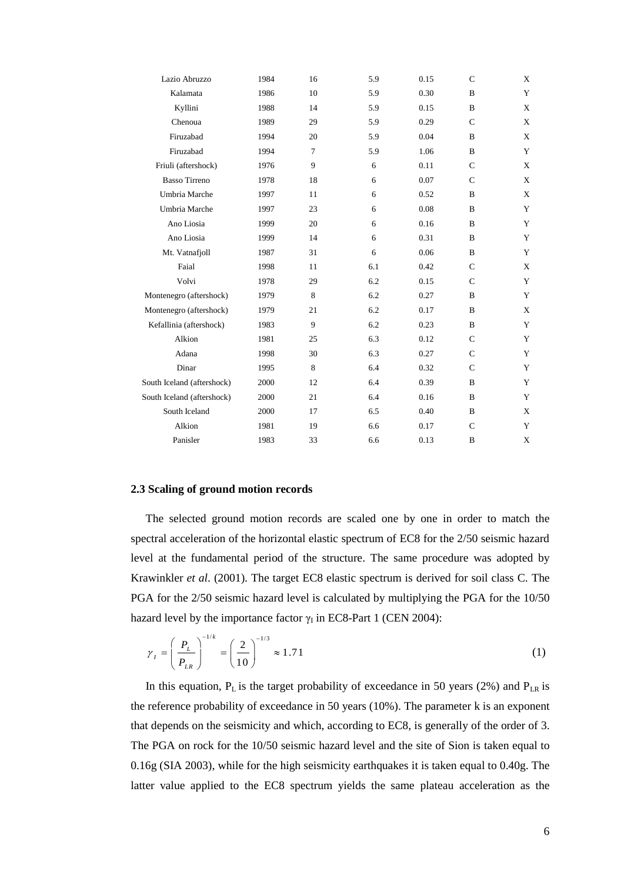| | | | | | | |
|---|---|---|---|---|---|---|
| Lazio Abruzzo | 1984 | 16 | 5.9 | 0.15 | C | X |
| Kalamata | 1986 | 10 | 5.9 | 0.30 | B | Y |
| Kyllini | 1988 | 14 | 5.9 | 0.15 | B | X |
| Chenoua | 1989 | 29 | 5.9 | 0.29 | C | X |
| Firuzabad | 1994 | 20 | 5.9 | 0.04 | B | X |
| Firuzabad | 1994 | 7 | 5.9 | 1.06 | B | Y |
| Friuli (aftershock) | 1976 | 9 | 6 | 0.11 | C | X |
| Basso Tirreno | 1978 | 18 | 6 | 0.07 | C | X |
| Umbria Marche | 1997 | 11 | 6 | 0.52 | B | X |
| Umbria Marche | 1997 | 23 | 6 | 0.08 | B | Y |
| Ano Liosia | 1999 | 20 | 6 | 0.16 | B | Y |
| Ano Liosia | 1999 | 14 | 6 | 0.31 | B | Y |
| Mt. Vatnafjoll | 1987 | 31 | 6 | 0.06 | B | Y |
| Faial | 1998 | 11 | 6.1 | 0.42 | C | X |
| Volvi | 1978 | 29 | 6.2 | 0.15 | C | Y |
| Montenegro (aftershock) | 1979 | 8 | 6.2 | 0.27 | B | Y |
| Montenegro (aftershock) | 1979 | 21 | 6.2 | 0.17 | B | X |
| Kefallinia (aftershock) | 1983 | 9 | 6.2 | 0.23 | B | Y |
| Alkion | 1981 | 25 | 6.3 | 0.12 | C | Y |
| Adana | 1998 | 30 | 6.3 | 0.27 | C | Y |
| Dinar | 1995 | 8 | 6.4 | 0.32 | C | Y |
| South Iceland (aftershock) | 2000 | 12 | 6.4 | 0.39 | B | Y |
| South Iceland (aftershock) | 2000 | 21 | 6.4 | 0.16 | B | Y |
| South Iceland | 2000 | 17 | 6.5 | 0.40 | B | X |
| Alkion | 1981 | 19 | 6.6 | 0.17 | C | Y |
| Panisler | 1983 | 33 | 6.6 | 0.13 | B | X |

### 2.3 Scaling of ground motion records

The selected ground motion records are scaled one by one in order to match the spectral acceleration of the horizontal elastic spectrum of EC8 for the 2/50 seismic hazard level at the fundamental period of the structure. The same procedure was adopted by Krawinkler *et al*. (2001). The target EC8 elastic spectrum is derived for soil class C. The PGA for the 2/50 seismic hazard level is calculated by multiplying the PGA for the 10/50 hazard level by the importance factor $\gamma_I$ in EC8-Part 1 (CEN 2004):

$$\gamma_I = \left( \frac{P_L}{P_{LR}} \right)^{-1/k} = \left( \frac{2}{10} \right)^{-1/3} \approx 1.71 \tag{1}$$

In this equation, $P_L$ is the target probability of exceedance in 50 years (2%) and $P_{LR}$ is the reference probability of exceedance in 50 years (10%). The parameter k is an exponent that depends on the seismicity and which, according to EC8, is generally of the order of 3. The PGA on rock for the 10/50 seismic hazard level and the site of Sion is taken equal to 0.16g (SIA 2003), while for the high seismicity earthquakes it is taken equal to 0.40g. The latter value applied to the EC8 spectrum yields the same plateau acceleration as the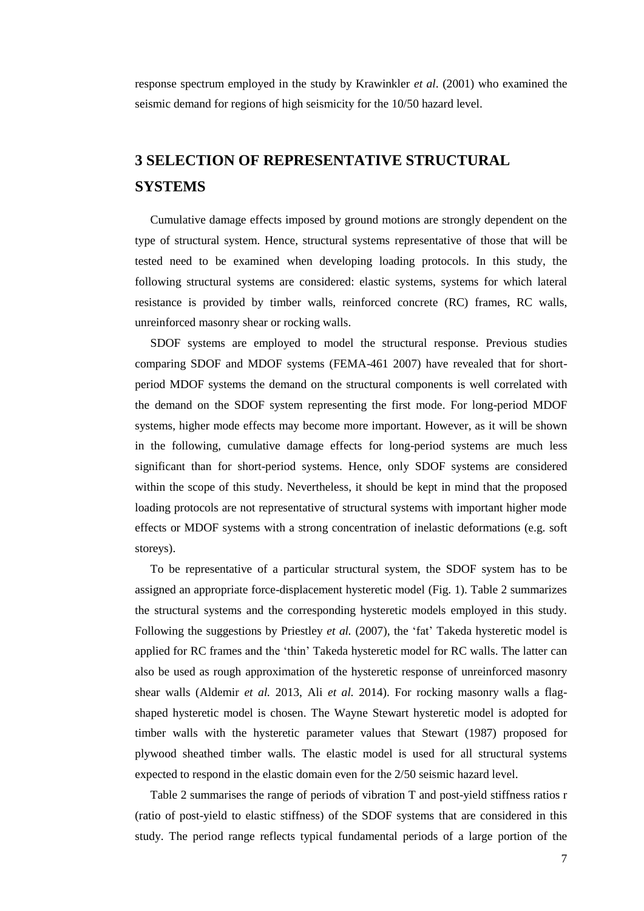response spectrum employed in the study by Krawinkler *et al*. (2001) who examined the seismic demand for regions of high seismicity for the 10/50 hazard level.

# 3 SELECTION OF REPRESENTATIVE STRUCTURAL SYSTEMS

Cumulative damage effects imposed by ground motions are strongly dependent on the type of structural system. Hence, structural systems representative of those that will be tested need to be examined when developing loading protocols. In this study, the following structural systems are considered: elastic systems, systems for which lateral resistance is provided by timber walls, reinforced concrete (RC) frames, RC walls, unreinforced masonry shear or rocking walls.

SDOF systems are employed to model the structural response. Previous studies comparing SDOF and MDOF systems (FEMA-461 2007) have revealed that for short-period MDOF systems the demand on the structural components is well correlated with the demand on the SDOF system representing the first mode. For long-period MDOF systems, higher mode effects may become more important. However, as it will be shown in the following, cumulative damage effects for long-period systems are much less significant than for short-period systems. Hence, only SDOF systems are considered within the scope of this study. Nevertheless, it should be kept in mind that the proposed loading protocols are not representative of structural systems with important higher mode effects or MDOF systems with a strong concentration of inelastic deformations (e.g. soft storeys).

To be representative of a particular structural system, the SDOF system has to be assigned an appropriate force-displacement hysteretic model (Fig. 1). Table 2 summarizes the structural systems and the corresponding hysteretic models employed in this study. Following the suggestions by Priestley *et al.* (2007), the 'fat' Takeda hysteretic model is applied for RC frames and the 'thin' Takeda hysteretic model for RC walls. The latter can also be used as rough approximation of the hysteretic response of unreinforced masonry shear walls (Aldemir *et al.* 2013, Ali *et al.* 2014). For rocking masonry walls a flag-shaped hysteretic model is chosen. The Wayne Stewart hysteretic model is adopted for timber walls with the hysteretic parameter values that Stewart (1987) proposed for plywood sheathed timber walls. The elastic model is used for all structural systems expected to respond in the elastic domain even for the 2/50 seismic hazard level.

Table 2 summarises the range of periods of vibration T and post-yield stiffness ratios r (ratio of post-yield to elastic stiffness) of the SDOF systems that are considered in this study. The period range reflects typical fundamental periods of a large portion of the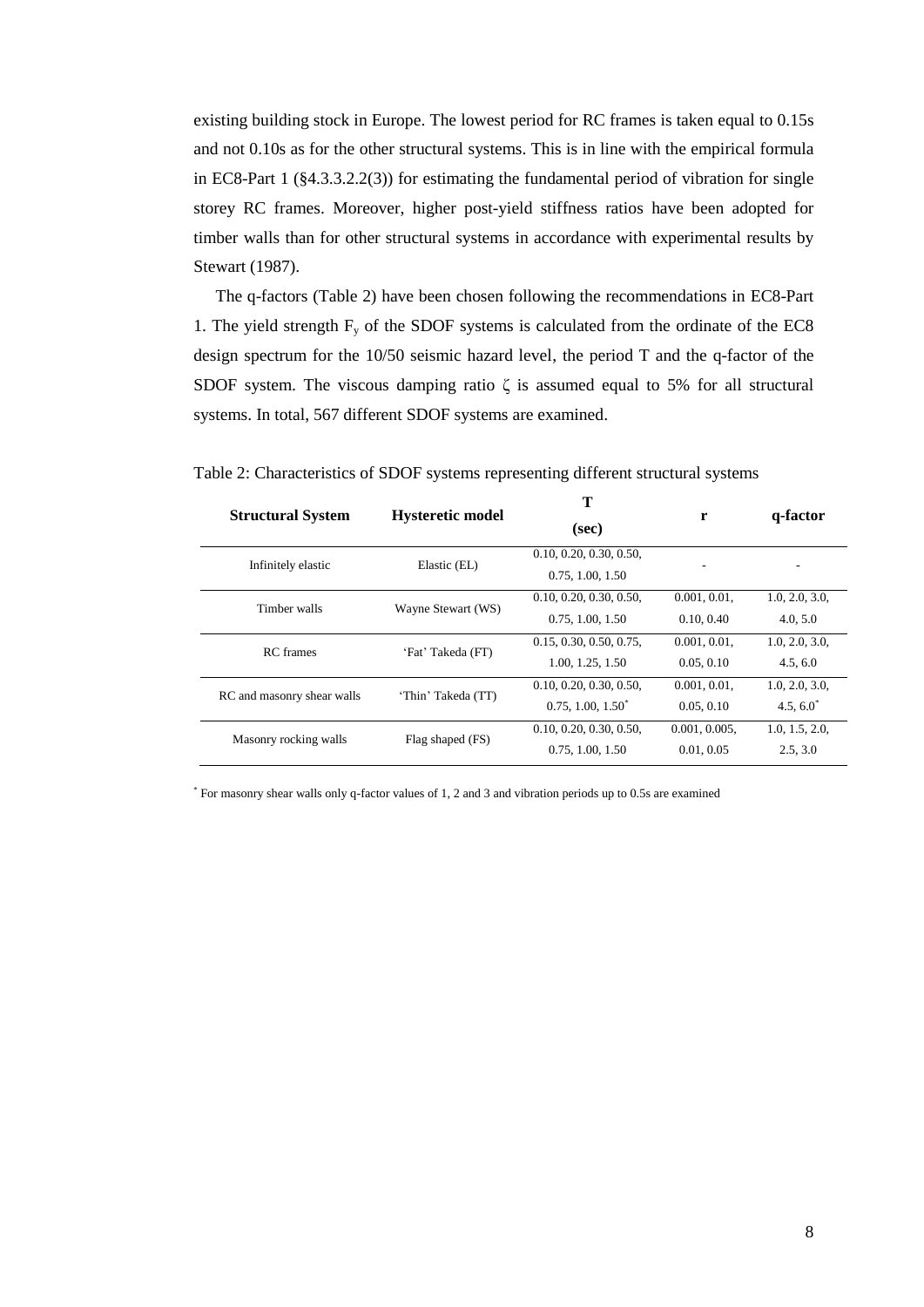existing building stock in Europe. The lowest period for RC frames is taken equal to 0.15s and not 0.10s as for the other structural systems. This is in line with the empirical formula in EC8-Part 1 (§4.3.3.2.2(3)) for estimating the fundamental period of vibration for single storey RC frames. Moreover, higher post-yield stiffness ratios have been adopted for timber walls than for other structural systems in accordance with experimental results by Stewart (1987).

The q-factors (Table 2) have been chosen following the recommendations in EC8-Part 1. The yield strength $F_y$ of the SDOF systems is calculated from the ordinate of the EC8 design spectrum for the 10/50 seismic hazard level, the period T and the q-factor of the SDOF system. The viscous damping ratio $\zeta$ is assumed equal to 5% for all structural systems. In total, 567 different SDOF systems are examined.

Table 2: Characteristics of SDOF systems representing different structural systems

| **Structural System** | **Hysteretic model** | **T (sec)** | **r** | **q-factor** |
|---|---|---|---|---|
| Infinitely elastic | Elastic (EL) | 0.10, 0.20, 0.30, 0.50, 0.75, 1.00, 1.50 | - | - |
| Timber walls | Wayne Stewart (WS) | 0.10, 0.20, 0.30, 0.50, 0.75, 1.00, 1.50 | 0.001, 0.01, 0.10, 0.40 | 1.0, 2.0, 3.0, 4.0, 5.0 |
| RC frames | 'Fat' Takeda (FT) | 0.15, 0.30, 0.50, 0.75, 1.00, 1.25, 1.50 | 0.001, 0.01, 0.05, 0.10 | 1.0, 2.0, 3.0, 4.5, 6.0 |
| RC and masonry shear walls | 'Thin' Takeda (TT) | 0.10, 0.20, 0.30, 0.50, 0.75, 1.00, 1.50* | 0.001, 0.01, 0.05, 0.10 | 1.0, 2.0, 3.0, 4.5, 6.0* |
| Masonry rocking walls | Flag shaped (FS) | 0.10, 0.20, 0.30, 0.50, 0.75, 1.00, 1.50 | 0.001, 0.005, 0.01, 0.05 | 1.0, 1.5, 2.0, 2.5, 3.0 |

* For masonry shear walls only q-factor values of 1, 2 and 3 and vibration periods up to 0.5s are examined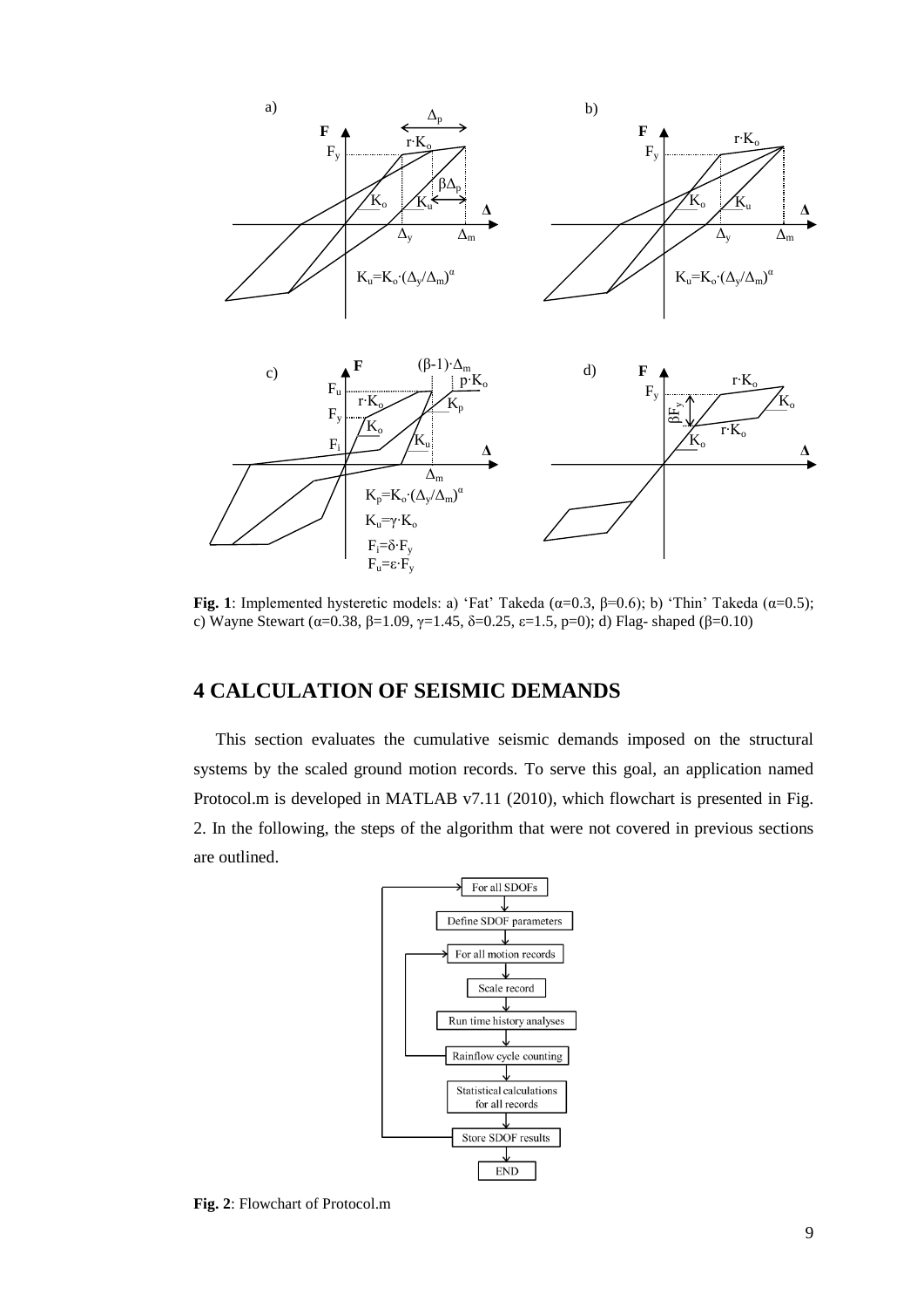**Fig. 1**: Implemented hysteretic models: a) 'Fat' Takeda (α=0.3, β=0.6); b) 'Thin' Takeda (α=0.5); c) Wayne Stewart (α=0.38, β=1.09, γ=1.45, δ=0.25, ε=1.5, p=0); d) Flag- shaped (β=0.10)

## 4 CALCULATION OF SEISMIC DEMANDS

This section evaluates the cumulative seismic demands imposed on the structural systems by the scaled ground motion records. To serve this goal, an application named Protocol.m is developed in MATLAB v7.11 (2010), which flowchart is presented in Fig. 2. In the following, the steps of the algorithm that were not covered in previous sections are outlined.

**Fig. 2**: Flowchart of Protocol.m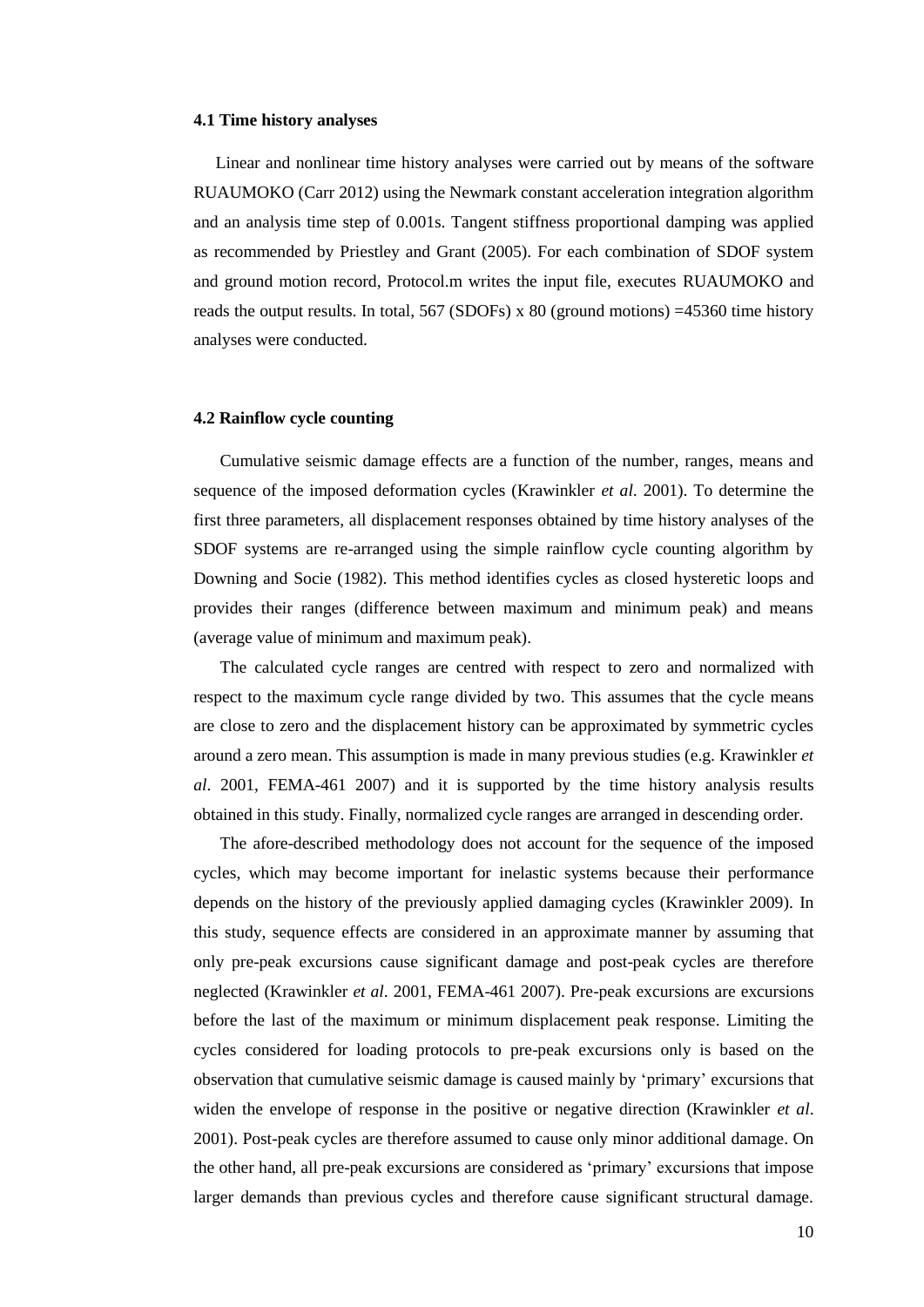### 4.1 Time history analyses

Linear and nonlinear time history analyses were carried out by means of the software RUAUMOKO (Carr 2012) using the Newmark constant acceleration integration algorithm and an analysis time step of 0.001s. Tangent stiffness proportional damping was applied as recommended by Priestley and Grant (2005). For each combination of SDOF system and ground motion record, Protocol.m writes the input file, executes RUAUMOKO and reads the output results. In total, 567 (SDOFs) x 80 (ground motions) =45360 time history analyses were conducted.

### 4.2 Rainflow cycle counting

Cumulative seismic damage effects are a function of the number, ranges, means and sequence of the imposed deformation cycles (Krawinkler *et al*. 2001). To determine the first three parameters, all displacement responses obtained by time history analyses of the SDOF systems are re-arranged using the simple rainflow cycle counting algorithm by Downing and Socie (1982). This method identifies cycles as closed hysteretic loops and provides their ranges (difference between maximum and minimum peak) and means (average value of minimum and maximum peak).

The calculated cycle ranges are centred with respect to zero and normalized with respect to the maximum cycle range divided by two. This assumes that the cycle means are close to zero and the displacement history can be approximated by symmetric cycles around a zero mean. This assumption is made in many previous studies (e.g. Krawinkler *et al*. 2001, FEMA-461 2007) and it is supported by the time history analysis results obtained in this study. Finally, normalized cycle ranges are arranged in descending order.

The afore-described methodology does not account for the sequence of the imposed cycles, which may become important for inelastic systems because their performance depends on the history of the previously applied damaging cycles (Krawinkler 2009). In this study, sequence effects are considered in an approximate manner by assuming that only pre-peak excursions cause significant damage and post-peak cycles are therefore neglected (Krawinkler *et al*. 2001, FEMA-461 2007). Pre-peak excursions are excursions before the last of the maximum or minimum displacement peak response. Limiting the cycles considered for loading protocols to pre-peak excursions only is based on the observation that cumulative seismic damage is caused mainly by 'primary' excursions that widen the envelope of response in the positive or negative direction (Krawinkler *et al*. 2001). Post-peak cycles are therefore assumed to cause only minor additional damage. On the other hand, all pre-peak excursions are considered as 'primary' excursions that impose larger demands than previous cycles and therefore cause significant structural damage.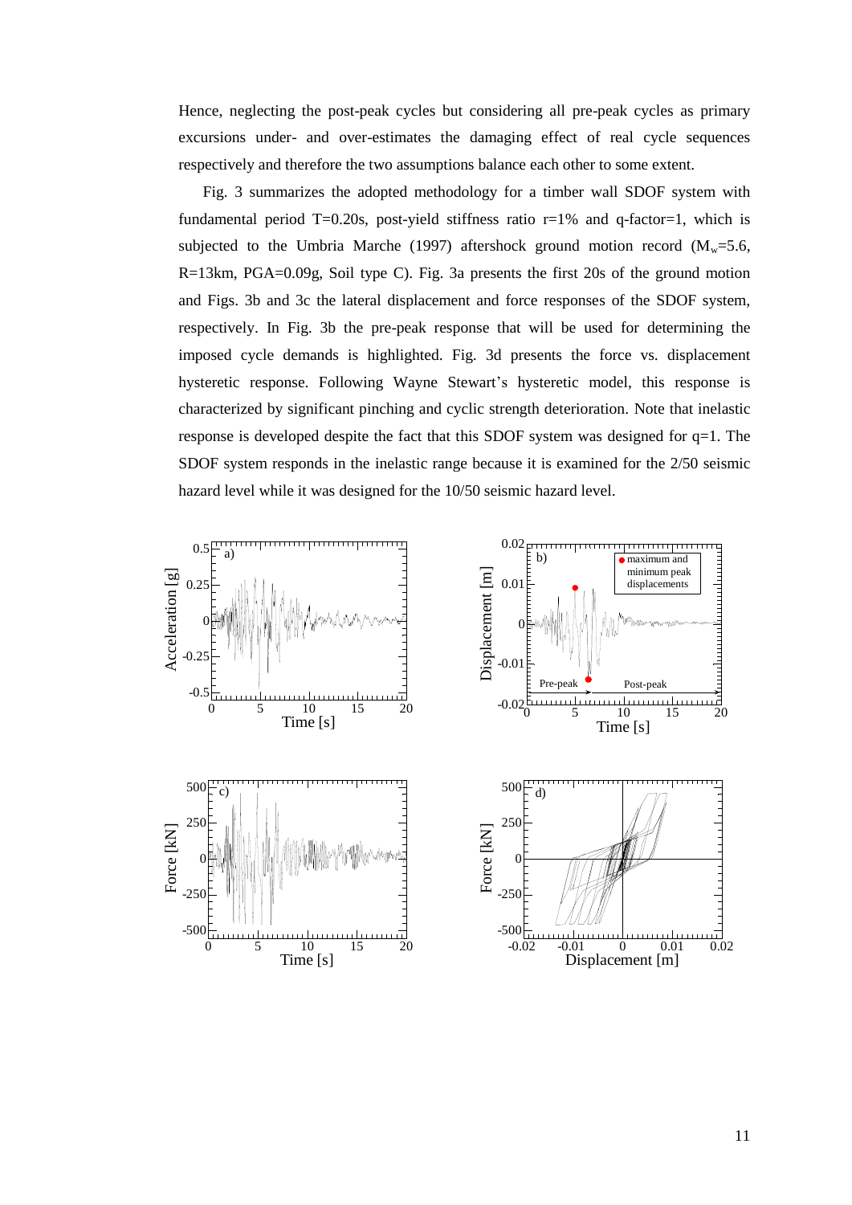Hence, neglecting the post-peak cycles but considering all pre-peak cycles as primary excursions under- and over-estimates the damaging effect of real cycle sequences respectively and therefore the two assumptions balance each other to some extent.

Fig. 3 summarizes the adopted methodology for a timber wall SDOF system with fundamental period T=0.20s, post-yield stiffness ratio r=1% and q-factor=1, which is subjected to the Umbria Marche (1997) aftershock ground motion record ($M_w$=5.6, R=13km, PGA=0.09g, Soil type C). Fig. 3a presents the first 20s of the ground motion and Figs. 3b and 3c the lateral displacement and force responses of the SDOF system, respectively. In Fig. 3b the pre-peak response that will be used for determining the imposed cycle demands is highlighted. Fig. 3d presents the force vs. displacement hysteretic response. Following Wayne Stewart's hysteretic model, this response is characterized by significant pinching and cyclic strength deterioration. Note that inelastic response is developed despite the fact that this SDOF system was designed for q=1. The SDOF system responds in the inelastic range because it is examined for the 2/50 seismic hazard level while it was designed for the 10/50 seismic hazard level.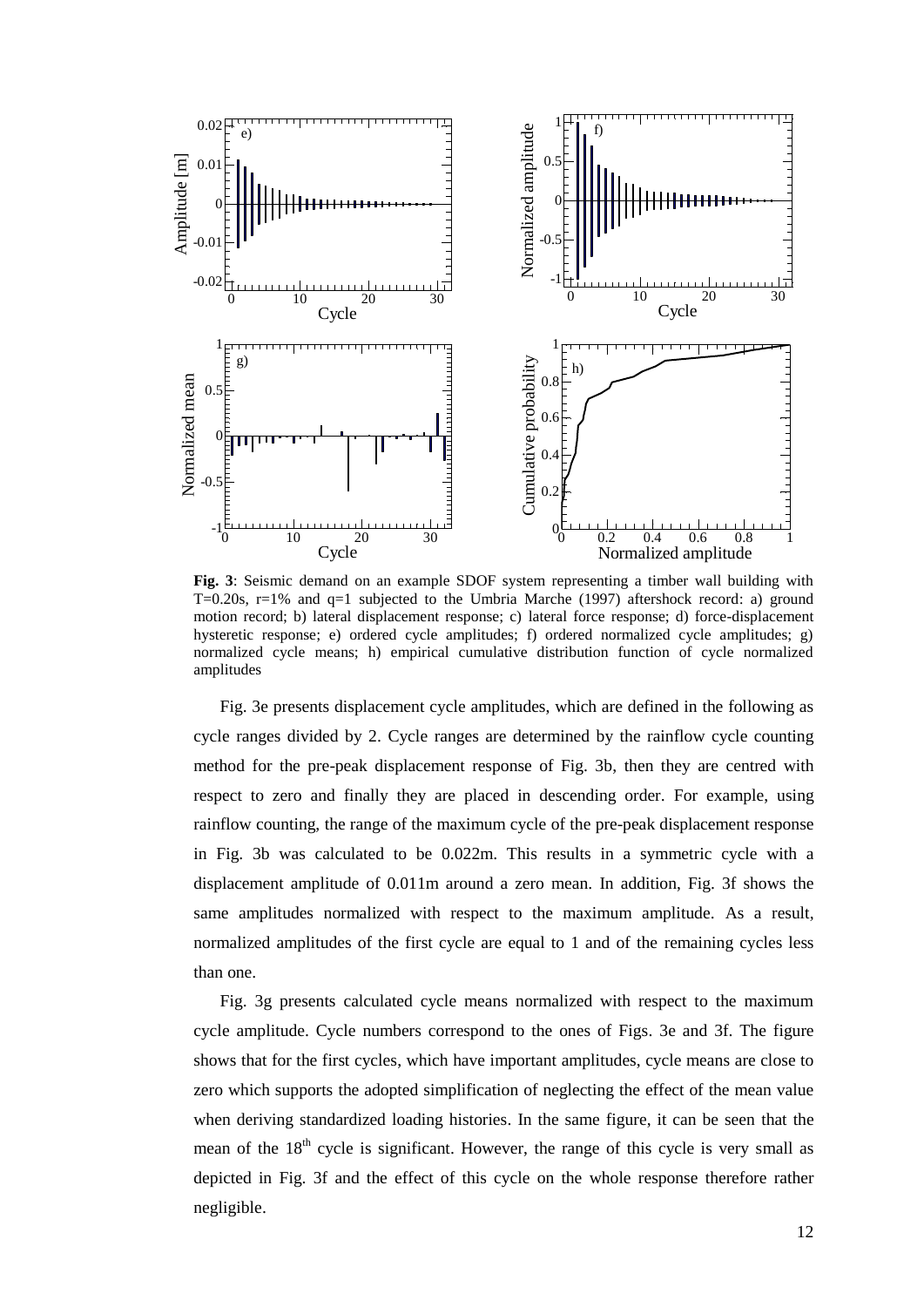**Fig. 3**: Seismic demand on an example SDOF system representing a timber wall building with T=0.20s, r=1% and q=1 subjected to the Umbria Marche (1997) aftershock record: a) ground motion record; b) lateral displacement response; c) lateral force response; d) force-displacement hysteretic response; e) ordered cycle amplitudes; f) ordered normalized cycle amplitudes; g) normalized cycle means; h) empirical cumulative distribution function of cycle normalized amplitudes

Fig. 3e presents displacement cycle amplitudes, which are defined in the following as cycle ranges divided by 2. Cycle ranges are determined by the rainflow cycle counting method for the pre-peak displacement response of Fig. 3b, then they are centred with respect to zero and finally they are placed in descending order. For example, using rainflow counting, the range of the maximum cycle of the pre-peak displacement response in Fig. 3b was calculated to be 0.022m. This results in a symmetric cycle with a displacement amplitude of 0.011m around a zero mean. In addition, Fig. 3f shows the same amplitudes normalized with respect to the maximum amplitude. As a result, normalized amplitudes of the first cycle are equal to 1 and of the remaining cycles less than one.

Fig. 3g presents calculated cycle means normalized with respect to the maximum cycle amplitude. Cycle numbers correspond to the ones of Figs. 3e and 3f. The figure shows that for the first cycles, which have important amplitudes, cycle means are close to zero which supports the adopted simplification of neglecting the effect of the mean value when deriving standardized loading histories. In the same figure, it can be seen that the mean of the 18th cycle is significant. However, the range of this cycle is very small as depicted in Fig. 3f and the effect of this cycle on the whole response therefore rather negligible.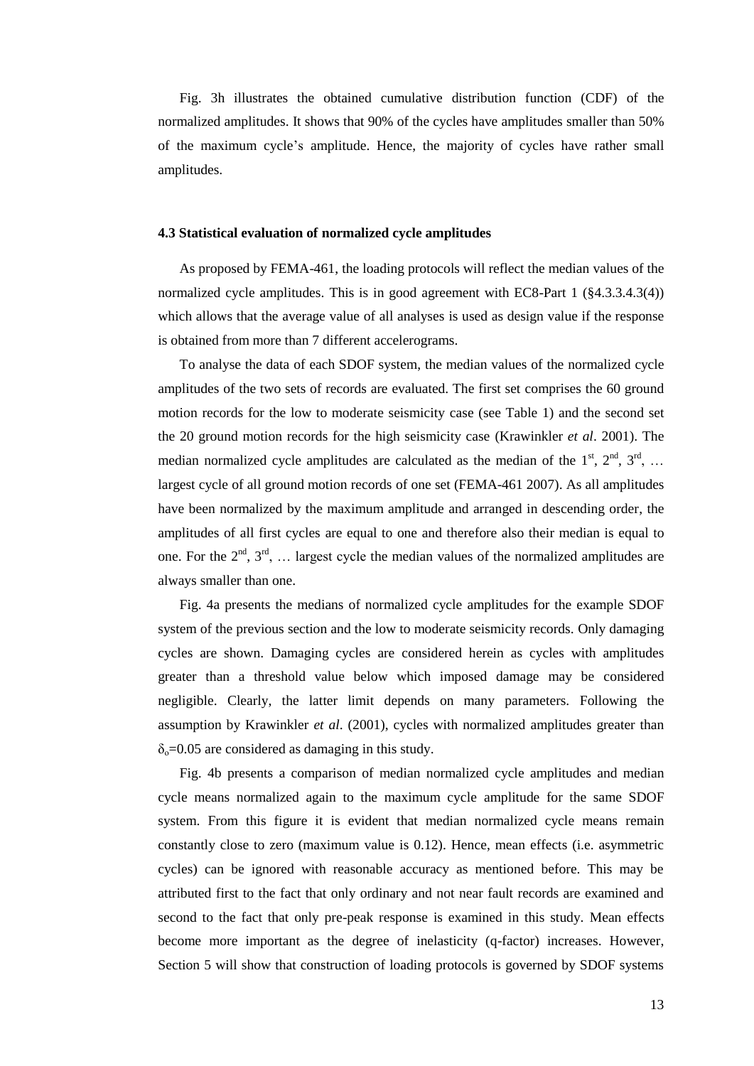Fig. 3h illustrates the obtained cumulative distribution function (CDF) of the normalized amplitudes. It shows that 90% of the cycles have amplitudes smaller than 50% of the maximum cycle's amplitude. Hence, the majority of cycles have rather small amplitudes.

#### 4.3 Statistical evaluation of normalized cycle amplitudes

As proposed by FEMA-461, the loading protocols will reflect the median values of the normalized cycle amplitudes. This is in good agreement with EC8-Part 1 (§4.3.3.4.3(4)) which allows that the average value of all analyses is used as design value if the response is obtained from more than 7 different accelerograms.

To analyse the data of each SDOF system, the median values of the normalized cycle amplitudes of the two sets of records are evaluated. The first set comprises the 60 ground motion records for the low to moderate seismicity case (see Table 1) and the second set the 20 ground motion records for the high seismicity case (Krawinkler *et al*. 2001). The median normalized cycle amplitudes are calculated as the median of the 1st, 2nd, 3rd, … largest cycle of all ground motion records of one set (FEMA-461 2007). As all amplitudes have been normalized by the maximum amplitude and arranged in descending order, the amplitudes of all first cycles are equal to one and therefore also their median is equal to one. For the 2nd, 3rd, … largest cycle the median values of the normalized amplitudes are always smaller than one.

Fig. 4a presents the medians of normalized cycle amplitudes for the example SDOF system of the previous section and the low to moderate seismicity records. Only damaging cycles are shown. Damaging cycles are considered herein as cycles with amplitudes greater than a threshold value below which imposed damage may be considered negligible. Clearly, the latter limit depends on many parameters. Following the assumption by Krawinkler *et al*. (2001), cycles with normalized amplitudes greater than $\delta_o$=0.05 are considered as damaging in this study.

Fig. 4b presents a comparison of median normalized cycle amplitudes and median cycle means normalized again to the maximum cycle amplitude for the same SDOF system. From this figure it is evident that median normalized cycle means remain constantly close to zero (maximum value is 0.12). Hence, mean effects (i.e. asymmetric cycles) can be ignored with reasonable accuracy as mentioned before. This may be attributed first to the fact that only ordinary and not near fault records are examined and second to the fact that only pre-peak response is examined in this study. Mean effects become more important as the degree of inelasticity (q-factor) increases. However, Section 5 will show that construction of loading protocols is governed by SDOF systems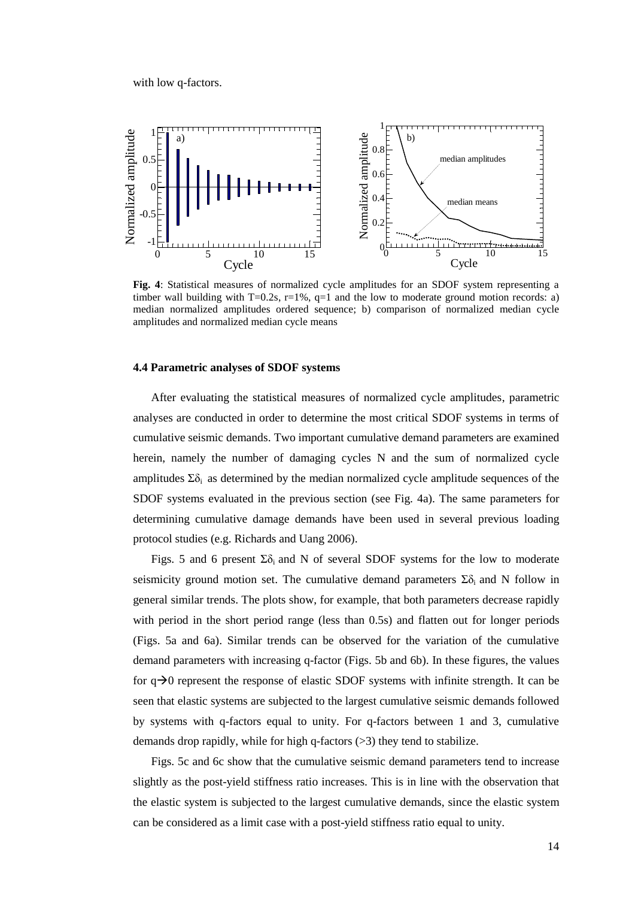with low q-factors.

**Fig. 4**: Statistical measures of normalized cycle amplitudes for an SDOF system representing a timber wall building with T=0.2s, r=1%, q=1 and the low to moderate ground motion records: a) median normalized amplitudes ordered sequence; b) comparison of normalized median cycle amplitudes and normalized median cycle means

### 4.4 Parametric analyses of SDOF systems

After evaluating the statistical measures of normalized cycle amplitudes, parametric analyses are conducted in order to determine the most critical SDOF systems in terms of cumulative seismic demands. Two important cumulative demand parameters are examined herein, namely the number of damaging cycles N and the sum of normalized cycle amplitudes $\Sigma\delta_i$ as determined by the median normalized cycle amplitude sequences of the SDOF systems evaluated in the previous section (see Fig. 4a). The same parameters for determining cumulative damage demands have been used in several previous loading protocol studies (e.g. Richards and Uang 2006).

Figs. 5 and 6 present $\Sigma\delta_i$ and N of several SDOF systems for the low to moderate seismicity ground motion set. The cumulative demand parameters $\Sigma\delta_i$ and N follow in general similar trends. The plots show, for example, that both parameters decrease rapidly with period in the short period range (less than 0.5s) and flatten out for longer periods (Figs. 5a and 6a). Similar trends can be observed for the variation of the cumulative demand parameters with increasing q-factor (Figs. 5b and 6b). In these figures, the values for $q\rightarrow 0$ represent the response of elastic SDOF systems with infinite strength. It can be seen that elastic systems are subjected to the largest cumulative seismic demands followed by systems with q-factors equal to unity. For q-factors between 1 and 3, cumulative demands drop rapidly, while for high q-factors (>3) they tend to stabilize.

Figs. 5c and 6c show that the cumulative seismic demand parameters tend to increase slightly as the post-yield stiffness ratio increases. This is in line with the observation that the elastic system is subjected to the largest cumulative demands, since the elastic system can be considered as a limit case with a post-yield stiffness ratio equal to unity.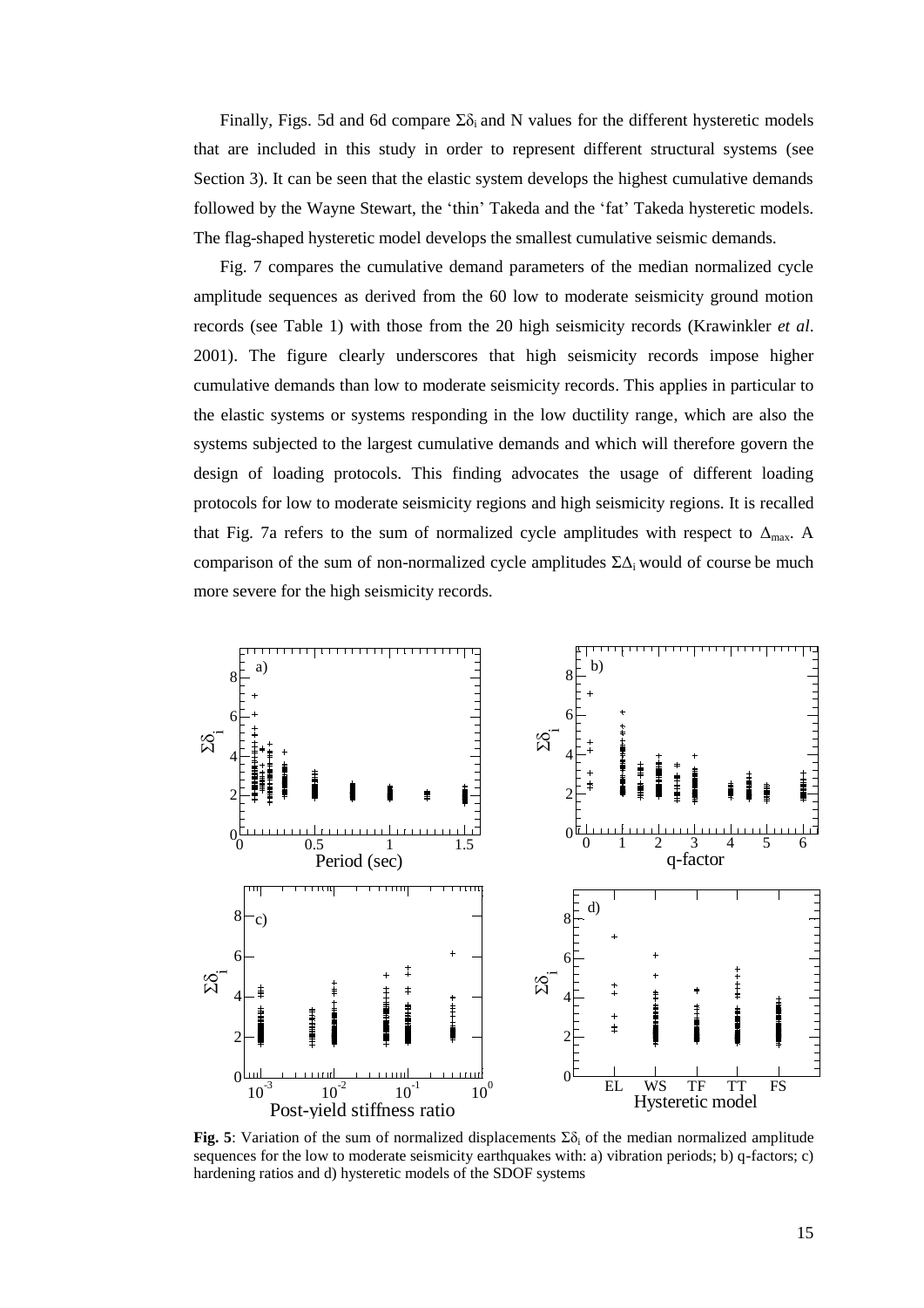Finally, Figs. 5d and 6d compare $\Sigma\delta_i$ and N values for the different hysteretic models that are included in this study in order to represent different structural systems (see Section 3). It can be seen that the elastic system develops the highest cumulative demands followed by the Wayne Stewart, the 'thin' Takeda and the 'fat' Takeda hysteretic models. The flag-shaped hysteretic model develops the smallest cumulative seismic demands.

Fig. 7 compares the cumulative demand parameters of the median normalized cycle amplitude sequences as derived from the 60 low to moderate seismicity ground motion records (see Table 1) with those from the 20 high seismicity records (Krawinkler *et al*. 2001). The figure clearly underscores that high seismicity records impose higher cumulative demands than low to moderate seismicity records. This applies in particular to the elastic systems or systems responding in the low ductility range, which are also the systems subjected to the largest cumulative demands and which will therefore govern the design of loading protocols. This finding advocates the usage of different loading protocols for low to moderate seismicity regions and high seismicity regions. It is recalled that Fig. 7a refers to the sum of normalized cycle amplitudes with respect to $\Delta_{max}$. A comparison of the sum of non-normalized cycle amplitudes $\Sigma\Delta_i$ would of course be much more severe for the high seismicity records.

**Fig. 5**: Variation of the sum of normalized displacements $\Sigma\delta_i$ of the median normalized amplitude sequences for the low to moderate seismicity earthquakes with: a) vibration periods; b) q-factors; c) hardening ratios and d) hysteretic models of the SDOF systems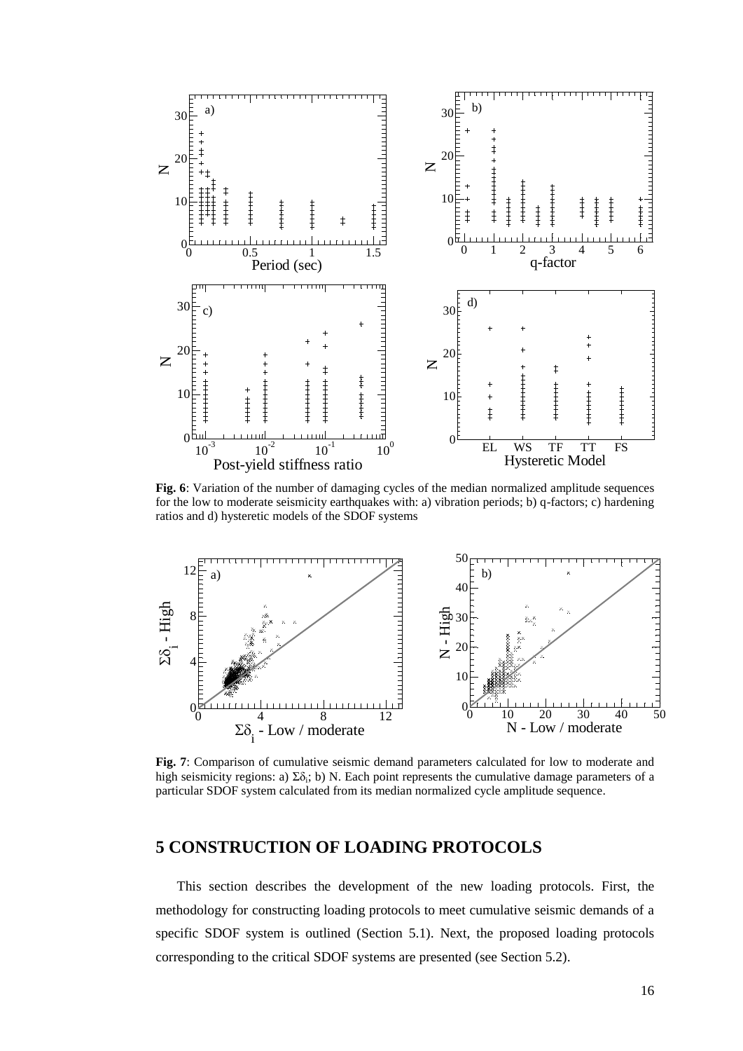**Fig. 6**: Variation of the number of damaging cycles of the median normalized amplitude sequences for the low to moderate seismicity earthquakes with: a) vibration periods; b) q-factors; c) hardening ratios and d) hysteretic models of the SDOF systems

**Fig. 7**: Comparison of cumulative seismic demand parameters calculated for low to moderate and high seismicity regions: a) $\Sigma\delta_i$; b) N. Each point represents the cumulative damage parameters of a particular SDOF system calculated from its median normalized cycle amplitude sequence.

## 5 CONSTRUCTION OF LOADING PROTOCOLS

This section describes the development of the new loading protocols. First, the methodology for constructing loading protocols to meet cumulative seismic demands of a specific SDOF system is outlined (Section 5.1). Next, the proposed loading protocols corresponding to the critical SDOF systems are presented (see Section 5.2).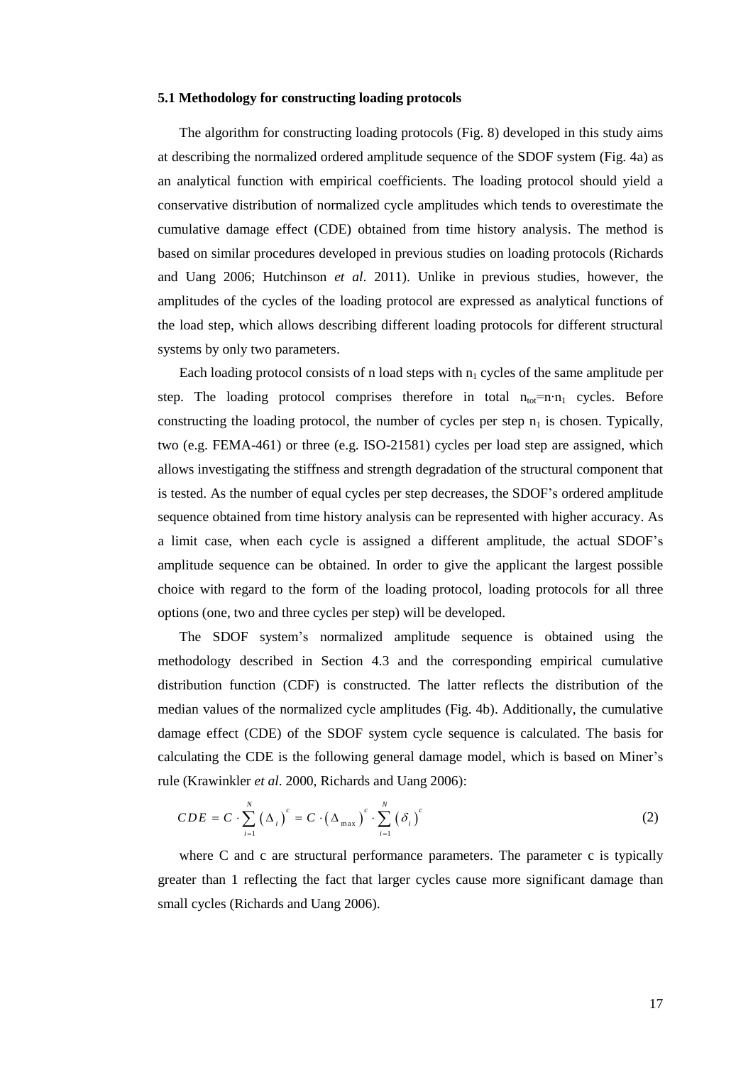### 5.1 Methodology for constructing loading protocols

The algorithm for constructing loading protocols (Fig. 8) developed in this study aims at describing the normalized ordered amplitude sequence of the SDOF system (Fig. 4a) as an analytical function with empirical coefficients. The loading protocol should yield a conservative distribution of normalized cycle amplitudes which tends to overestimate the cumulative damage effect (CDE) obtained from time history analysis. The method is based on similar procedures developed in previous studies on loading protocols (Richards and Uang 2006; Hutchinson *et al*. 2011). Unlike in previous studies, however, the amplitudes of the cycles of the loading protocol are expressed as analytical functions of the load step, which allows describing different loading protocols for different structural systems by only two parameters.

Each loading protocol consists of n load steps with $n_1$ cycles of the same amplitude per step. The loading protocol comprises therefore in total $n_{tot}=n \cdot n_1$ cycles. Before constructing the loading protocol, the number of cycles per step $n_1$ is chosen. Typically, two (e.g. FEMA-461) or three (e.g. ISO-21581) cycles per load step are assigned, which allows investigating the stiffness and strength degradation of the structural component that is tested. As the number of equal cycles per step decreases, the SDOF's ordered amplitude sequence obtained from time history analysis can be represented with higher accuracy. As a limit case, when each cycle is assigned a different amplitude, the actual SDOF's amplitude sequence can be obtained. In order to give the applicant the largest possible choice with regard to the form of the loading protocol, loading protocols for all three options (one, two and three cycles per step) will be developed.

The SDOF system's normalized amplitude sequence is obtained using the methodology described in Section 4.3 and the corresponding empirical cumulative distribution function (CDF) is constructed. The latter reflects the distribution of the median values of the normalized cycle amplitudes (Fig. 4b). Additionally, the cumulative damage effect (CDE) of the SDOF system cycle sequence is calculated. The basis for calculating the CDE is the following general damage model, which is based on Miner's rule (Krawinkler *et al*. 2000, Richards and Uang 2006):

$$CDE = C \cdot \sum_{i=1}^{N} (\Delta_i)^c = C \cdot (\Delta_{max})^c \cdot \sum_{i=1}^{N} (\delta_i)^c \tag{2}$$

where C and c are structural performance parameters. The parameter c is typically greater than 1 reflecting the fact that larger cycles cause more significant damage than small cycles (Richards and Uang 2006).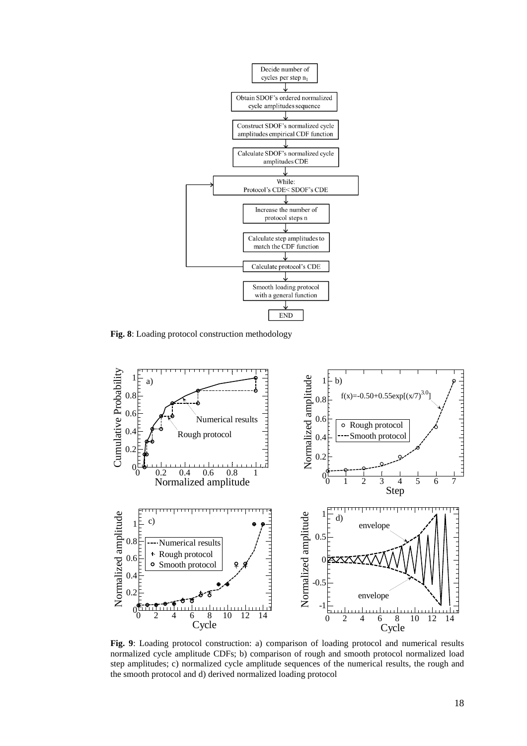**Fig. 8**: Loading protocol construction methodology

**Fig. 9**: Loading protocol construction: a) comparison of loading protocol and numerical results normalized cycle amplitude CDFs; b) comparison of rough and smooth protocol normalized load step amplitudes; c) normalized cycle amplitude sequences of the numerical results, the rough and the smooth protocol and d) derived normalized loading protocol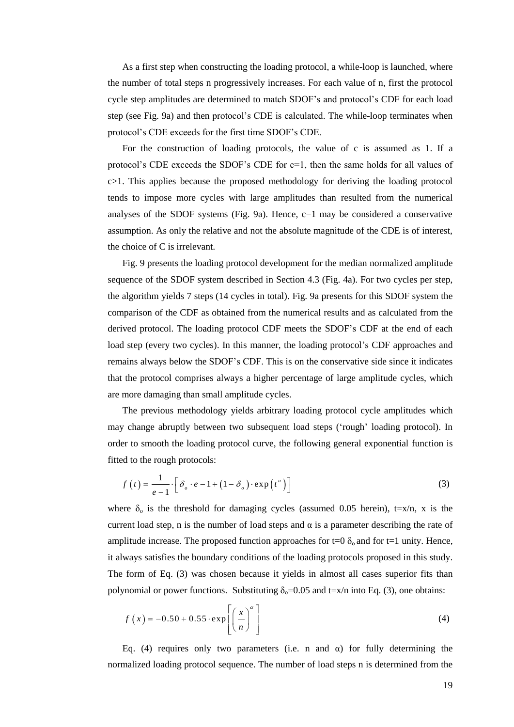As a first step when constructing the loading protocol, a while-loop is launched, where the number of total steps n progressively increases. For each value of n, first the protocol cycle step amplitudes are determined to match SDOF's and protocol's CDF for each load step (see Fig. 9a) and then protocol's CDE is calculated. The while-loop terminates when protocol's CDE exceeds for the first time SDOF's CDE.

For the construction of loading protocols, the value of c is assumed as 1. If a protocol's CDE exceeds the SDOF's CDE for c=1, then the same holds for all values of c>1. This applies because the proposed methodology for deriving the loading protocol tends to impose more cycles with large amplitudes than resulted from the numerical analyses of the SDOF systems (Fig. 9a). Hence, c=1 may be considered a conservative assumption. As only the relative and not the absolute magnitude of the CDE is of interest, the choice of C is irrelevant.

Fig. 9 presents the loading protocol development for the median normalized amplitude sequence of the SDOF system described in Section 4.3 (Fig. 4a). For two cycles per step, the algorithm yields 7 steps (14 cycles in total). Fig. 9a presents for this SDOF system the comparison of the CDF as obtained from the numerical results and as calculated from the derived protocol. The loading protocol CDF meets the SDOF's CDF at the end of each load step (every two cycles). In this manner, the loading protocol's CDF approaches and remains always below the SDOF's CDF. This is on the conservative side since it indicates that the protocol comprises always a higher percentage of large amplitude cycles, which are more damaging than small amplitude cycles.

The previous methodology yields arbitrary loading protocol cycle amplitudes which may change abruptly between two subsequent load steps ('rough' loading protocol). In order to smooth the loading protocol curve, the following general exponential function is fitted to the rough protocols:

$$f(t) = \frac{1}{e-1} \cdot \left[ \delta_o \cdot e - 1 + (1 - \delta_o) \cdot \exp\left(t^a\right) \right] \tag{3}$$

where $\delta_o$ is the threshold for damaging cycles (assumed 0.05 herein), t=x/n, x is the current load step, n is the number of load steps and α is a parameter describing the rate of amplitude increase. The proposed function approaches for t=0 $\delta_o$ and for t=1 unity. Hence, it always satisfies the boundary conditions of the loading protocols proposed in this study. The form of Eq. (3) was chosen because it yields in almost all cases superior fits than polynomial or power functions. Substituting $\delta_o$=0.05 and t=x/n into Eq. (3), one obtains:

$$f(x) = -0.50 + 0.55 \cdot \exp\left[ \left( \frac{x}{n} \right)^{\alpha} \right] \tag{4}$$

Eq. (4) requires only two parameters (i.e. n and α) for fully determining the normalized loading protocol sequence. The number of load steps n is determined from the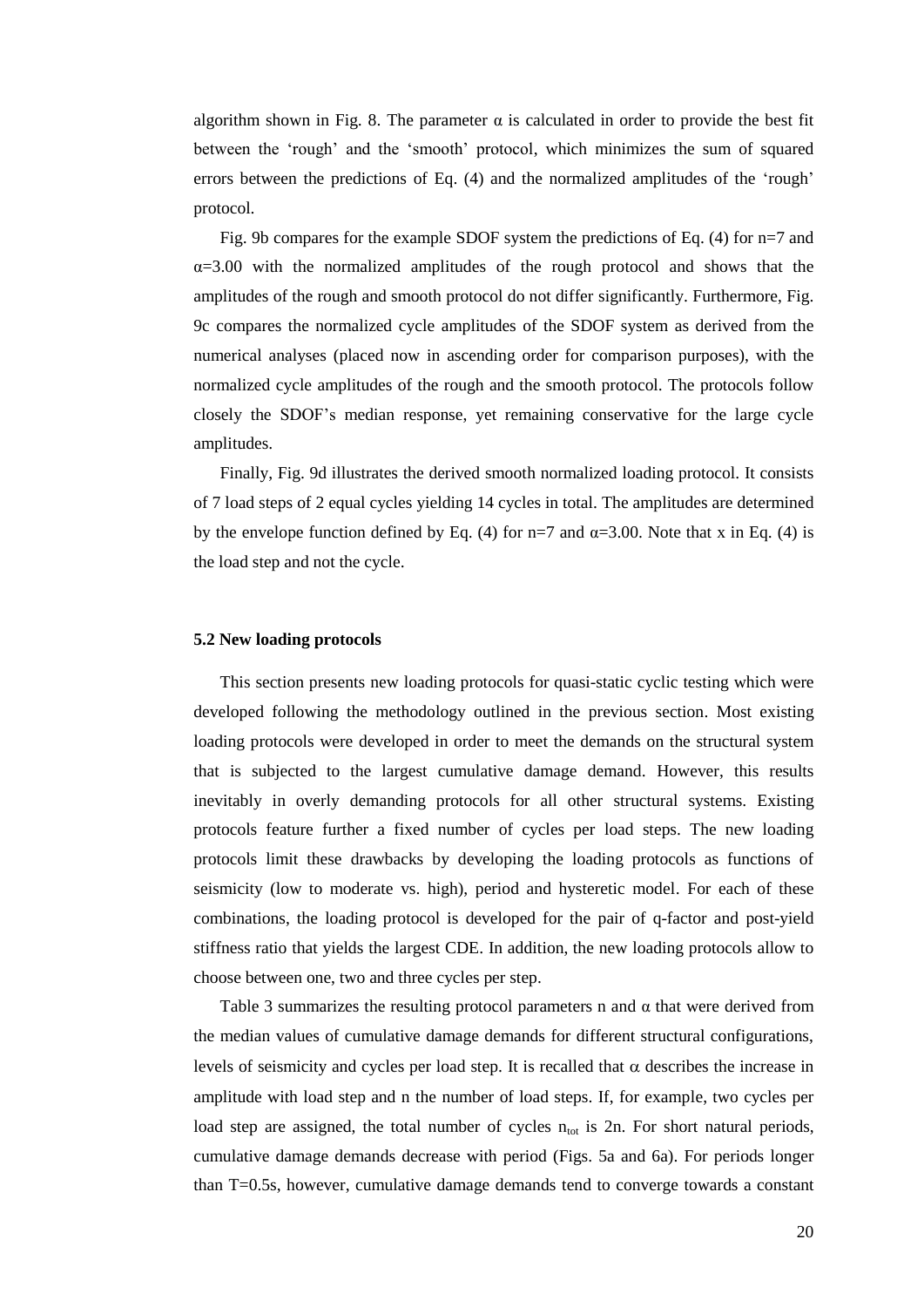algorithm shown in Fig. 8. The parameter $\alpha$ is calculated in order to provide the best fit between the 'rough' and the 'smooth' protocol, which minimizes the sum of squared errors between the predictions of Eq. (4) and the normalized amplitudes of the 'rough' protocol.

Fig. 9b compares for the example SDOF system the predictions of Eq. (4) for $n$=7 and $\alpha$=3.00 with the normalized amplitudes of the rough protocol and shows that the amplitudes of the rough and smooth protocol do not differ significantly. Furthermore, Fig. 9c compares the normalized cycle amplitudes of the SDOF system as derived from the numerical analyses (placed now in ascending order for comparison purposes), with the normalized cycle amplitudes of the rough and the smooth protocol. The protocols follow closely the SDOF's median response, yet remaining conservative for the large cycle amplitudes.

Finally, Fig. 9d illustrates the derived smooth normalized loading protocol. It consists of 7 load steps of 2 equal cycles yielding 14 cycles in total. The amplitudes are determined by the envelope function defined by Eq. (4) for $n$=7 and $\alpha$=3.00. Note that $x$ in Eq. (4) is the load step and not the cycle.

### 5.2 New loading protocols

This section presents new loading protocols for quasi-static cyclic testing which were developed following the methodology outlined in the previous section. Most existing loading protocols were developed in order to meet the demands on the structural system that is subjected to the largest cumulative damage demand. However, this results inevitably in overly demanding protocols for all other structural systems. Existing protocols feature further a fixed number of cycles per load steps. The new loading protocols limit these drawbacks by developing the loading protocols as functions of seismicity (low to moderate vs. high), period and hysteretic model. For each of these combinations, the loading protocol is developed for the pair of q-factor and post-yield stiffness ratio that yields the largest CDE. In addition, the new loading protocols allow to choose between one, two and three cycles per step.

Table 3 summarizes the resulting protocol parameters $n$ and $\alpha$ that were derived from the median values of cumulative damage demands for different structural configurations, levels of seismicity and cycles per load step. It is recalled that $\alpha$ describes the increase in amplitude with load step and $n$ the number of load steps. If, for example, two cycles per load step are assigned, the total number of cycles $n_{tot}$ is $2n$. For short natural periods, cumulative damage demands decrease with period (Figs. 5a and 6a). For periods longer than T=0.5s, however, cumulative damage demands tend to converge towards a constant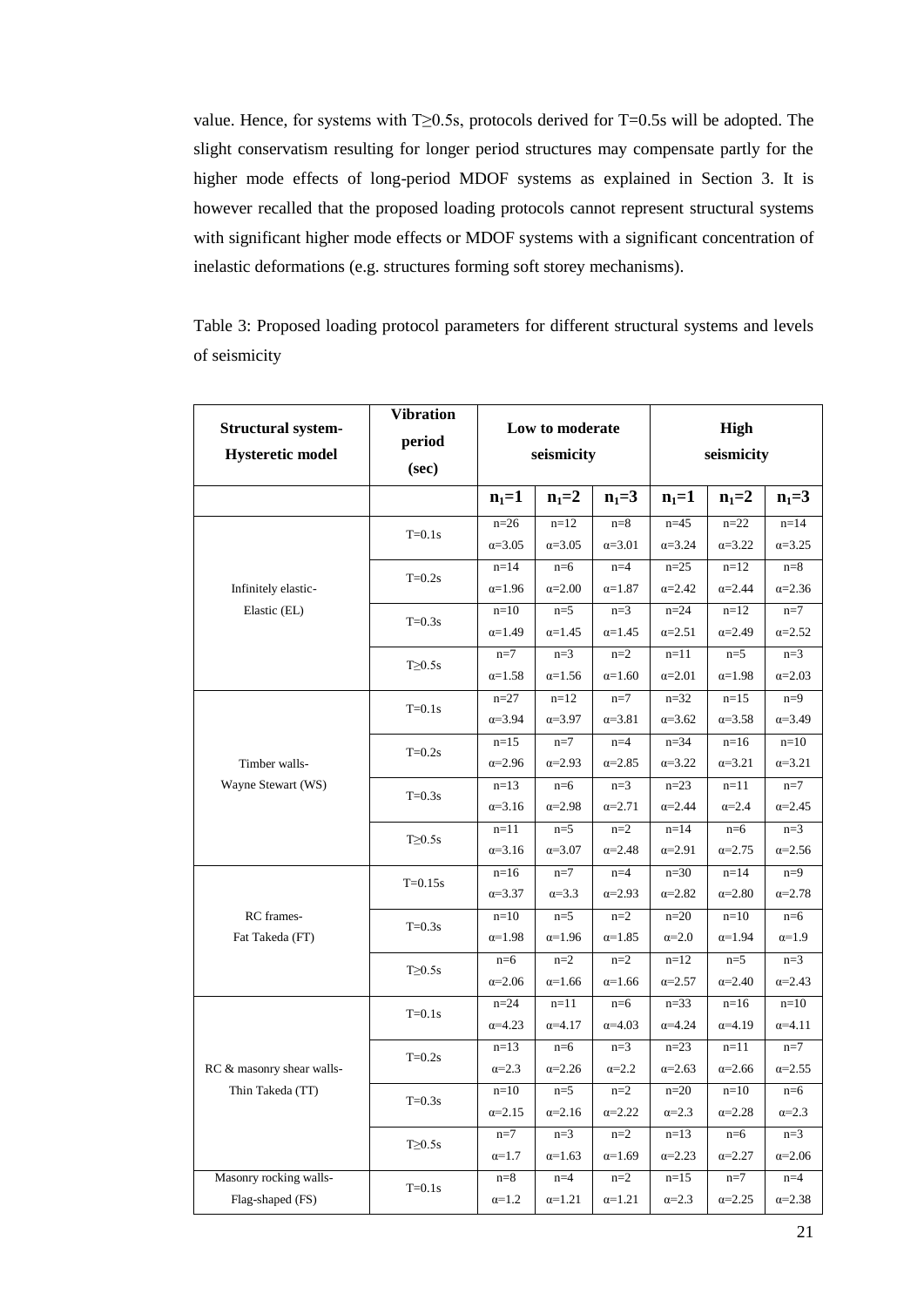value. Hence, for systems with T≥0.5s, protocols derived for T=0.5s will be adopted. The slight conservatism resulting for longer period structures may compensate partly for the higher mode effects of long-period MDOF systems as explained in Section 3. It is however recalled that the proposed loading protocols cannot represent structural systems with significant higher mode effects or MDOF systems with a significant concentration of inelastic deformations (e.g. structures forming soft storey mechanisms).

Table 3: Proposed loading protocol parameters for different structural systems and levels of seismicity

| **Structural system-Hysteretic model** | **Vibration period (sec)** | **Low to moderate seismicity** | | | **High seismicity** | | |
|---|---|---|---|---|---|---|---|
| | | $n_1$=1 | $n_1$=2 | $n_1$=3 | $n_1$=1 | $n_1$=2 | $n_1$=3 |
| Infinitely elastic-Elastic (EL) | T=0.1s | n=26 α=3.05 | n=12 α=3.05 | n=8 α=3.01 | n=45 α=3.24 | n=22 α=3.22 | n=14 α=3.25 |
| | T=0.2s | n=14 α=1.96 | n=6 α=2.00 | n=4 α=1.87 | n=25 α=2.42 | n=12 α=2.44 | n=8 α=2.36 |
| | T=0.3s | n=10 α=1.49 | n=5 α=1.45 | n=3 α=1.45 | n=24 α=2.51 | n=12 α=2.49 | n=7 α=2.52 |
| | T≥0.5s | n=7 α=1.58 | n=3 α=1.56 | n=2 α=1.60 | n=11 α=2.01 | n=5 α=1.98 | n=3 α=2.03 |
| Timber walls-Wayne Stewart (WS) | T=0.1s | n=27 α=3.94 | n=12 α=3.97 | n=7 α=3.81 | n=32 α=3.62 | n=15 α=3.58 | n=9 α=3.49 |
| | T=0.2s | n=15 α=2.96 | n=7 α=2.93 | n=4 α=2.85 | n=34 α=3.22 | n=16 α=3.21 | n=10 α=3.21 |
| | T=0.3s | n=13 α=3.16 | n=6 α=2.98 | n=3 α=2.71 | n=23 α=2.44 | n=11 α=2.4 | n=7 α=2.45 |
| | T≥0.5s | n=11 α=3.16 | n=5 α=3.07 | n=2 α=2.48 | n=14 α=2.91 | n=6 α=2.75 | n=3 α=2.56 |
| RC frames-Fat Takeda (FT) | T=0.15s | n=16 α=3.37 | n=7 α=3.3 | n=4 α=2.93 | n=30 α=2.82 | n=14 α=2.80 | n=9 α=2.78 |
| | T=0.3s | n=10 α=1.98 | n=5 α=1.96 | n=2 α=1.85 | n=20 α=2.0 | n=10 α=1.94 | n=6 α=1.9 |
| | T≥0.5s | n=6 α=2.06 | n=2 α=1.66 | n=2 α=1.66 | n=12 α=2.57 | n=5 α=2.40 | n=3 α=2.43 |
| RC & masonry shear walls-Thin Takeda (TT) | T=0.1s | n=24 α=4.23 | n=11 α=4.17 | n=6 α=4.03 | n=33 α=4.24 | n=16 α=4.19 | n=10 α=4.11 |
| | T=0.2s | n=13 α=2.3 | n=6 α=2.26 | n=3 α=2.2 | n=23 α=2.63 | n=11 α=2.66 | n=7 α=2.55 |
| | T=0.3s | n=10 α=2.15 | n=5 α=2.16 | n=2 α=2.22 | n=20 α=2.3 | n=10 α=2.28 | n=6 α=2.3 |
| | T≥0.5s | n=7 α=1.7 | n=3 α=1.63 | n=2 α=1.69 | n=13 α=2.23 | n=6 α=2.27 | n=3 α=2.06 |
| Masonry rocking walls-Flag-shaped (FS) | T=0.1s | n=8 α=1.2 | n=4 α=1.21 | n=2 α=1.21 | n=15 α=2.3 | n=7 α=2.25 | n=4 α=2.38 |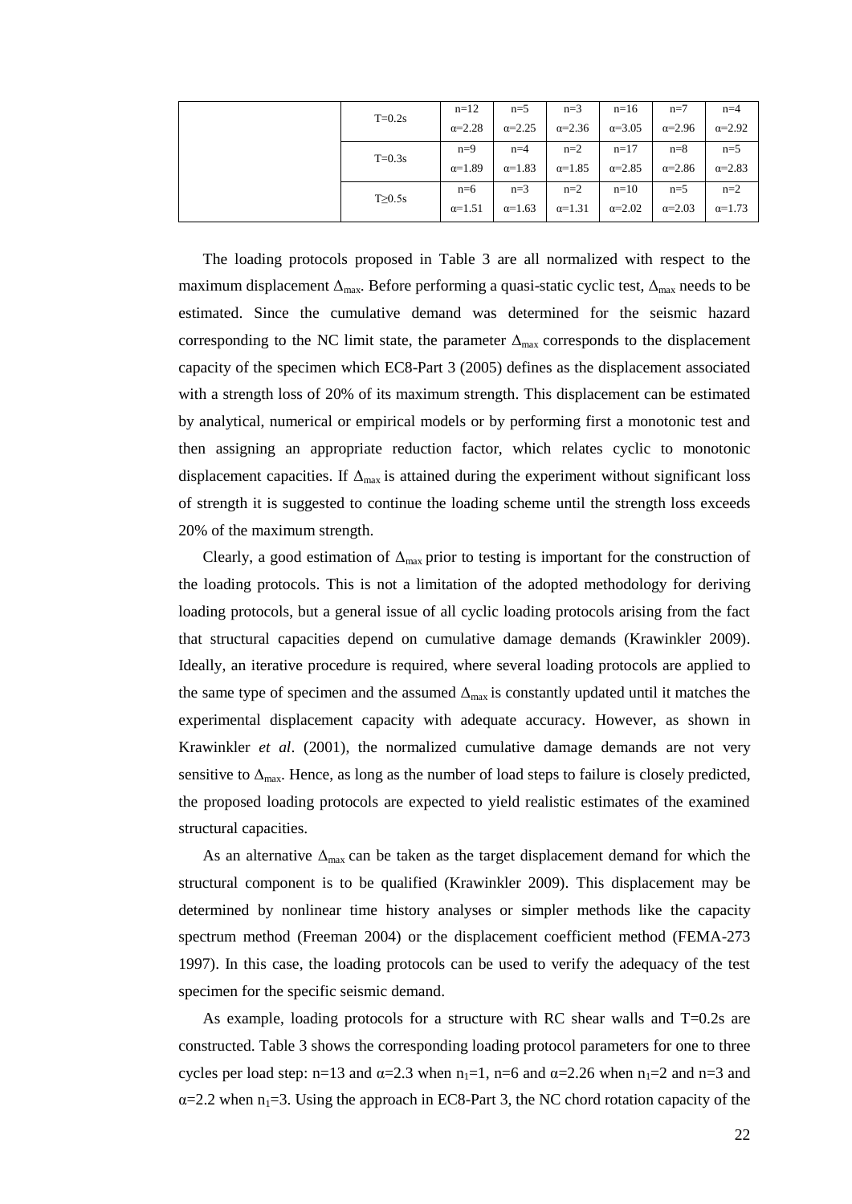| | | | | | | | |
|---|---|---|---|---|---|---|---|
| | T=0.2s | n=12<br>$\alpha$=2.28 | n=5<br>$\alpha$=2.25 | n=3<br>$\alpha$=2.36 | n=16<br>$\alpha$=3.05 | n=7<br>$\alpha$=2.96 | n=4<br>$\alpha$=2.92 |
| | T=0.3s | n=9<br>$\alpha$=1.89 | n=4<br>$\alpha$=1.83 | n=2<br>$\alpha$=1.85 | n=17<br>$\alpha$=2.85 | n=8<br>$\alpha$=2.86 | n=5<br>$\alpha$=2.83 |
| | T≥0.5s | n=6<br>$\alpha$=1.51 | n=3<br>$\alpha$=1.63 | n=2<br>$\alpha$=1.31 | n=10<br>$\alpha$=2.02 | n=5<br>$\alpha$=2.03 | n=2<br>$\alpha$=1.73 |

The loading protocols proposed in Table 3 are all normalized with respect to the maximum displacement $\Delta_{max}$. Before performing a quasi-static cyclic test, $\Delta_{max}$ needs to be estimated. Since the cumulative demand was determined for the seismic hazard corresponding to the NC limit state, the parameter $\Delta_{max}$ corresponds to the displacement capacity of the specimen which EC8-Part 3 (2005) defines as the displacement associated with a strength loss of 20% of its maximum strength. This displacement can be estimated by analytical, numerical or empirical models or by performing first a monotonic test and then assigning an appropriate reduction factor, which relates cyclic to monotonic displacement capacities. If $\Delta_{max}$ is attained during the experiment without significant loss of strength it is suggested to continue the loading scheme until the strength loss exceeds 20% of the maximum strength.

Clearly, a good estimation of $\Delta_{max}$ prior to testing is important for the construction of the loading protocols. This is not a limitation of the adopted methodology for deriving loading protocols, but a general issue of all cyclic loading protocols arising from the fact that structural capacities depend on cumulative damage demands (Krawinkler 2009). Ideally, an iterative procedure is required, where several loading protocols are applied to the same type of specimen and the assumed $\Delta_{max}$ is constantly updated until it matches the experimental displacement capacity with adequate accuracy. However, as shown in Krawinkler *et al*. (2001), the normalized cumulative damage demands are not very sensitive to $\Delta_{max}$. Hence, as long as the number of load steps to failure is closely predicted, the proposed loading protocols are expected to yield realistic estimates of the examined structural capacities.

As an alternative $\Delta_{max}$ can be taken as the target displacement demand for which the structural component is to be qualified (Krawinkler 2009). This displacement may be determined by nonlinear time history analyses or simpler methods like the capacity spectrum method (Freeman 2004) or the displacement coefficient method (FEMA-273 1997). In this case, the loading protocols can be used to verify the adequacy of the test specimen for the specific seismic demand.

As example, loading protocols for a structure with RC shear walls and T=0.2s are constructed. Table 3 shows the corresponding loading protocol parameters for one to three cycles per load step: n=13 and $\alpha$=2.3 when $n_1$=1, n=6 and $\alpha$=2.26 when $n_1$=2 and n=3 and $\alpha$=2.2 when $n_1$=3. Using the approach in EC8-Part 3, the NC chord rotation capacity of the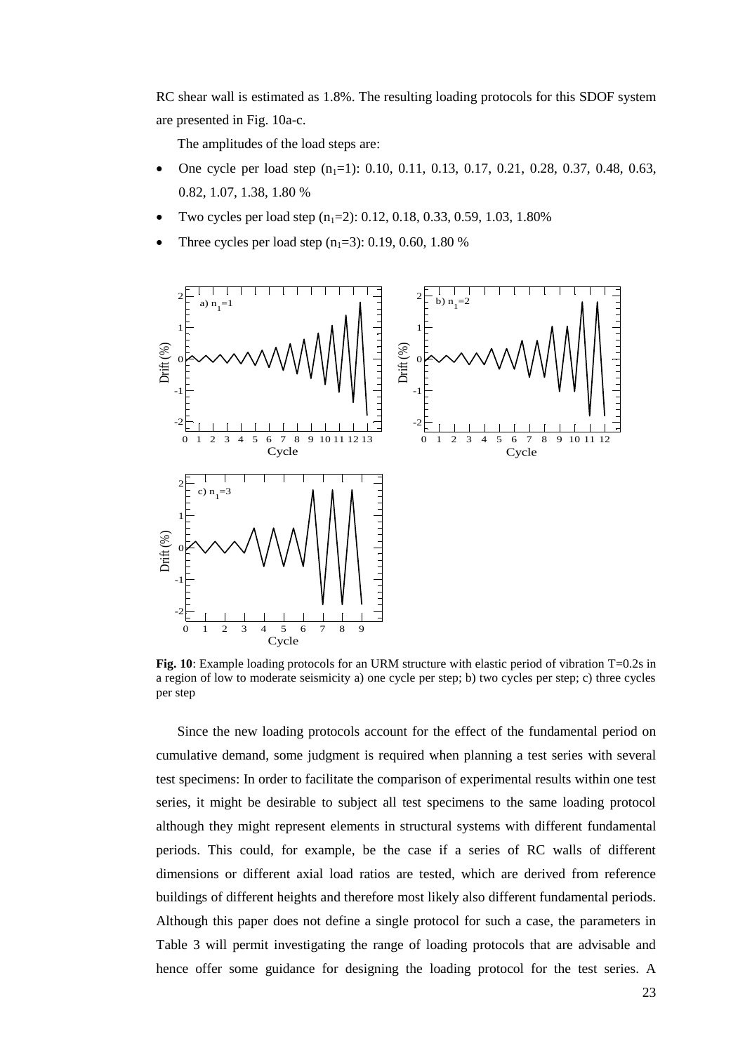RC shear wall is estimated as 1.8%. The resulting loading protocols for this SDOF system are presented in Fig. 10a-c.

The amplitudes of the load steps are:

- One cycle per load step ($n_1$=1): 0.10, 0.11, 0.13, 0.17, 0.21, 0.28, 0.37, 0.48, 0.63, 0.82, 1.07, 1.38, 1.80 %
- Two cycles per load step ($n_1$=2): 0.12, 0.18, 0.33, 0.59, 1.03, 1.80%
- Three cycles per load step ($n_1$=3): 0.19, 0.60, 1.80 %

**Fig. 10**: Example loading protocols for an URM structure with elastic period of vibration T=0.2s in a region of low to moderate seismicity a) one cycle per step; b) two cycles per step; c) three cycles per step

Since the new loading protocols account for the effect of the fundamental period on cumulative demand, some judgment is required when planning a test series with several test specimens: In order to facilitate the comparison of experimental results within one test series, it might be desirable to subject all test specimens to the same loading protocol although they might represent elements in structural systems with different fundamental periods. This could, for example, be the case if a series of RC walls of different dimensions or different axial load ratios are tested, which are derived from reference buildings of different heights and therefore most likely also different fundamental periods. Although this paper does not define a single protocol for such a case, the parameters in Table 3 will permit investigating the range of loading protocols that are advisable and hence offer some guidance for designing the loading protocol for the test series. A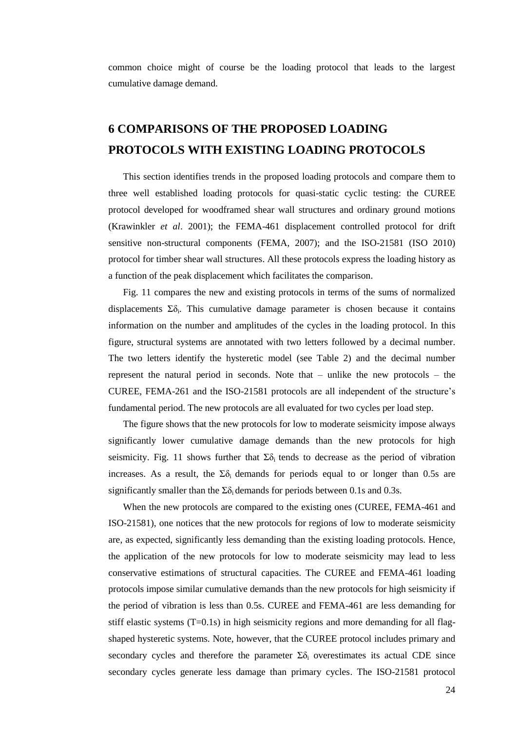common choice might of course be the loading protocol that leads to the largest cumulative damage demand.

# 6 COMPARISONS OF THE PROPOSED LOADING PROTOCOLS WITH EXISTING LOADING PROTOCOLS

This section identifies trends in the proposed loading protocols and compare them to three well established loading protocols for quasi-static cyclic testing: the CUREE protocol developed for woodframed shear wall structures and ordinary ground motions (Krawinkler *et al*. 2001); the FEMA-461 displacement controlled protocol for drift sensitive non-structural components (FEMA, 2007); and the ISO-21581 (ISO 2010) protocol for timber shear wall structures. All these protocols express the loading history as a function of the peak displacement which facilitates the comparison.

Fig. 11 compares the new and existing protocols in terms of the sums of normalized displacements $\Sigma\delta_i$. This cumulative damage parameter is chosen because it contains information on the number and amplitudes of the cycles in the loading protocol. In this figure, structural systems are annotated with two letters followed by a decimal number. The two letters identify the hysteretic model (see Table 2) and the decimal number represent the natural period in seconds. Note that – unlike the new protocols – the CUREE, FEMA-261 and the ISO-21581 protocols are all independent of the structure's fundamental period. The new protocols are all evaluated for two cycles per load step.

The figure shows that the new protocols for low to moderate seismicity impose always significantly lower cumulative damage demands than the new protocols for high seismicity. Fig. 11 shows further that $\Sigma\delta_i$ tends to decrease as the period of vibration increases. As a result, the $\Sigma\delta_i$ demands for periods equal to or longer than 0.5s are significantly smaller than the $\Sigma\delta_i$ demands for periods between 0.1s and 0.3s.

When the new protocols are compared to the existing ones (CUREE, FEMA-461 and ISO-21581), one notices that the new protocols for regions of low to moderate seismicity are, as expected, significantly less demanding than the existing loading protocols. Hence, the application of the new protocols for low to moderate seismicity may lead to less conservative estimations of structural capacities. The CUREE and FEMA-461 loading protocols impose similar cumulative demands than the new protocols for high seismicity if the period of vibration is less than 0.5s. CUREE and FEMA-461 are less demanding for stiff elastic systems (T=0.1s) in high seismicity regions and more demanding for all flag-shaped hysteretic systems. Note, however, that the CUREE protocol includes primary and secondary cycles and therefore the parameter $\Sigma\delta_i$ overestimates its actual CDE since secondary cycles generate less damage than primary cycles. The ISO-21581 protocol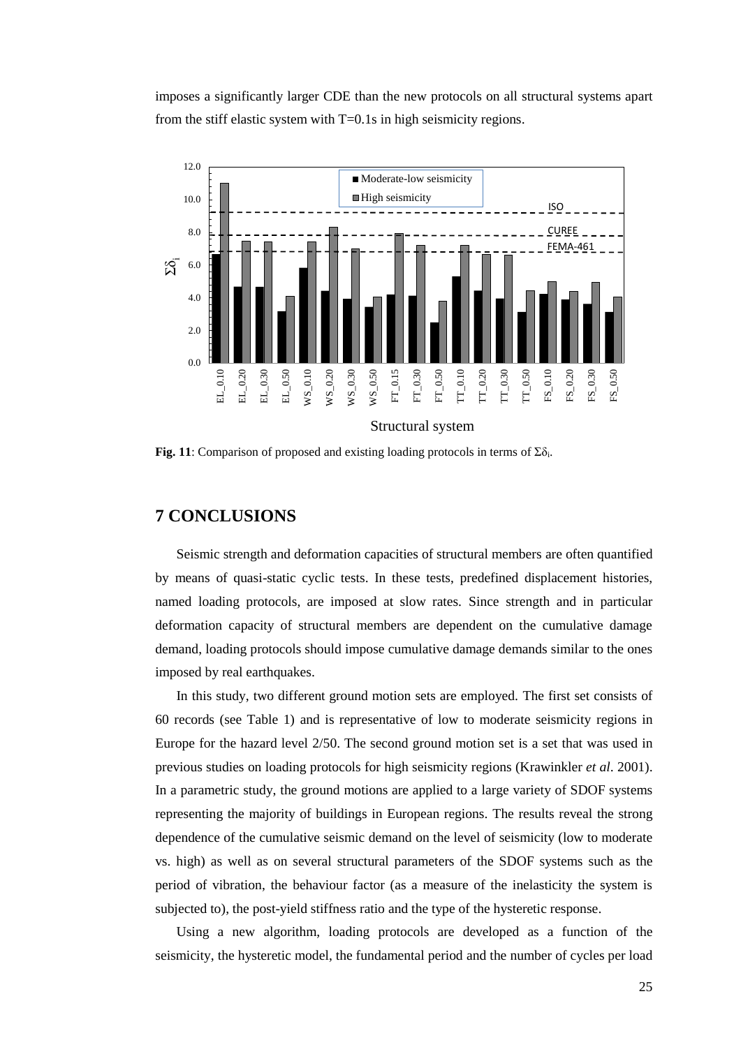imposes a significantly larger CDE than the new protocols on all structural systems apart from the stiff elastic system with T=0.1s in high seismicity regions.

**Fig. 11**: Comparison of proposed and existing loading protocols in terms of $\Sigma\delta_i$.

## 7 CONCLUSIONS

Seismic strength and deformation capacities of structural members are often quantified by means of quasi-static cyclic tests. In these tests, predefined displacement histories, named loading protocols, are imposed at slow rates. Since strength and in particular deformation capacity of structural members are dependent on the cumulative damage demand, loading protocols should impose cumulative damage demands similar to the ones imposed by real earthquakes.

In this study, two different ground motion sets are employed. The first set consists of 60 records (see Table 1) and is representative of low to moderate seismicity regions in Europe for the hazard level 2/50. The second ground motion set is a set that was used in previous studies on loading protocols for high seismicity regions (Krawinkler *et al*. 2001). In a parametric study, the ground motions are applied to a large variety of SDOF systems representing the majority of buildings in European regions. The results reveal the strong dependence of the cumulative seismic demand on the level of seismicity (low to moderate vs. high) as well as on several structural parameters of the SDOF systems such as the period of vibration, the behaviour factor (as a measure of the inelasticity the system is subjected to), the post-yield stiffness ratio and the type of the hysteretic response.

Using a new algorithm, loading protocols are developed as a function of the seismicity, the hysteretic model, the fundamental period and the number of cycles per load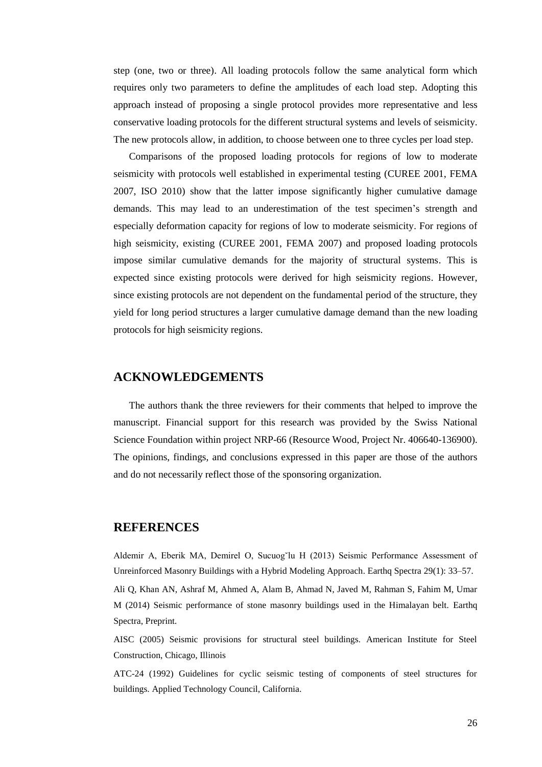step (one, two or three). All loading protocols follow the same analytical form which requires only two parameters to define the amplitudes of each load step. Adopting this approach instead of proposing a single protocol provides more representative and less conservative loading protocols for the different structural systems and levels of seismicity. The new protocols allow, in addition, to choose between one to three cycles per load step.

Comparisons of the proposed loading protocols for regions of low to moderate seismicity with protocols well established in experimental testing (CUREE 2001, FEMA 2007, ISO 2010) show that the latter impose significantly higher cumulative damage demands. This may lead to an underestimation of the test specimen's strength and especially deformation capacity for regions of low to moderate seismicity. For regions of high seismicity, existing (CUREE 2001, FEMA 2007) and proposed loading protocols impose similar cumulative demands for the majority of structural systems. This is expected since existing protocols were derived for high seismicity regions. However, since existing protocols are not dependent on the fundamental period of the structure, they yield for long period structures a larger cumulative damage demand than the new loading protocols for high seismicity regions.

## ACKNOWLEDGEMENTS

The authors thank the three reviewers for their comments that helped to improve the manuscript. Financial support for this research was provided by the Swiss National Science Foundation within project NRP-66 (Resource Wood, Project Nr. 406640-136900). The opinions, findings, and conclusions expressed in this paper are those of the authors and do not necessarily reflect those of the sponsoring organization.

## REFERENCES

Aldemir A, Eberik MA, Demirel O, Sucuoğlu H (2013) Seismic Performance Assessment of Unreinforced Masonry Buildings with a Hybrid Modeling Approach. Earthq Spectra 29(1): 33–57.

Ali Q, Khan AN, Ashraf M, Ahmed A, Alam B, Ahmad N, Javed M, Rahman S, Fahim M, Umar M (2014) Seismic performance of stone masonry buildings used in the Himalayan belt. Earthq Spectra, Preprint.

AISC (2005) Seismic provisions for structural steel buildings. American Institute for Steel Construction, Chicago, Illinois

ATC-24 (1992) Guidelines for cyclic seismic testing of components of steel structures for buildings. Applied Technology Council, California.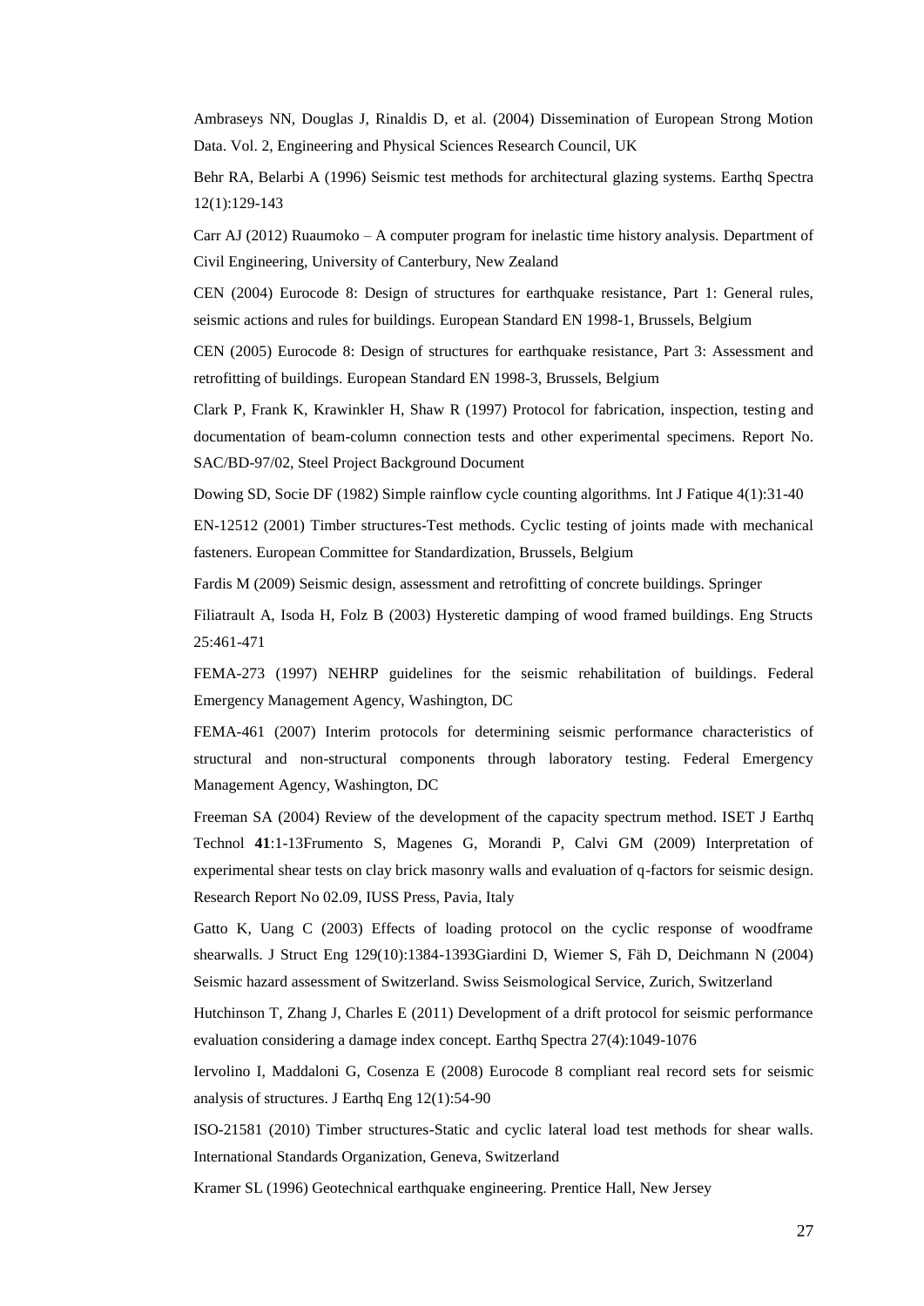Ambraseys NN, Douglas J, Rinaldis D, et al. (2004) Dissemination of European Strong Motion Data. Vol. 2, Engineering and Physical Sciences Research Council, UK

Behr RA, Belarbi A (1996) Seismic test methods for architectural glazing systems. Earthq Spectra 12(1):129-143

Carr AJ (2012) Ruaumoko – A computer program for inelastic time history analysis. Department of Civil Engineering, University of Canterbury, New Zealand

CEN (2004) Eurocode 8: Design of structures for earthquake resistance, Part 1: General rules, seismic actions and rules for buildings. European Standard EN 1998-1, Brussels, Belgium

CEN (2005) Eurocode 8: Design of structures for earthquake resistance, Part 3: Assessment and retrofitting of buildings. European Standard EN 1998-3, Brussels, Belgium

Clark P, Frank K, Krawinkler H, Shaw R (1997) Protocol for fabrication, inspection, testing and documentation of beam-column connection tests and other experimental specimens. Report No. SAC/BD-97/02, Steel Project Background Document

Dowing SD, Socie DF (1982) Simple rainflow cycle counting algorithms. Int J Fatique 4(1):31-40

EN-12512 (2001) Timber structures-Test methods. Cyclic testing of joints made with mechanical fasteners. European Committee for Standardization, Brussels, Belgium

Fardis M (2009) Seismic design, assessment and retrofitting of concrete buildings. Springer

Filiatrault A, Isoda H, Folz B (2003) Hysteretic damping of wood framed buildings. Eng Structs 25:461-471

FEMA-273 (1997) NEHRP guidelines for the seismic rehabilitation of buildings. Federal Emergency Management Agency, Washington, DC

FEMA-461 (2007) Interim protocols for determining seismic performance characteristics of structural and non-structural components through laboratory testing. Federal Emergency Management Agency, Washington, DC

Freeman SA (2004) Review of the development of the capacity spectrum method. ISET J Earthq Technol **41**:1-13Frumento S, Magenes G, Morandi P, Calvi GM (2009) Interpretation of experimental shear tests on clay brick masonry walls and evaluation of q-factors for seismic design. Research Report No 02.09, IUSS Press, Pavia, Italy

Gatto K, Uang C (2003) Effects of loading protocol on the cyclic response of woodframe shearwalls. J Struct Eng 129(10):1384-1393Giardini D, Wiemer S, Fäh D, Deichmann N (2004) Seismic hazard assessment of Switzerland. Swiss Seismological Service, Zurich, Switzerland

Hutchinson T, Zhang J, Charles E (2011) Development of a drift protocol for seismic performance evaluation considering a damage index concept. Earthq Spectra 27(4):1049-1076

Iervolino I, Maddaloni G, Cosenza E (2008) Eurocode 8 compliant real record sets for seismic analysis of structures. J Earthq Eng 12(1):54-90

ISO-21581 (2010) Timber structures-Static and cyclic lateral load test methods for shear walls. International Standards Organization, Geneva, Switzerland

Kramer SL (1996) Geotechnical earthquake engineering. Prentice Hall, New Jersey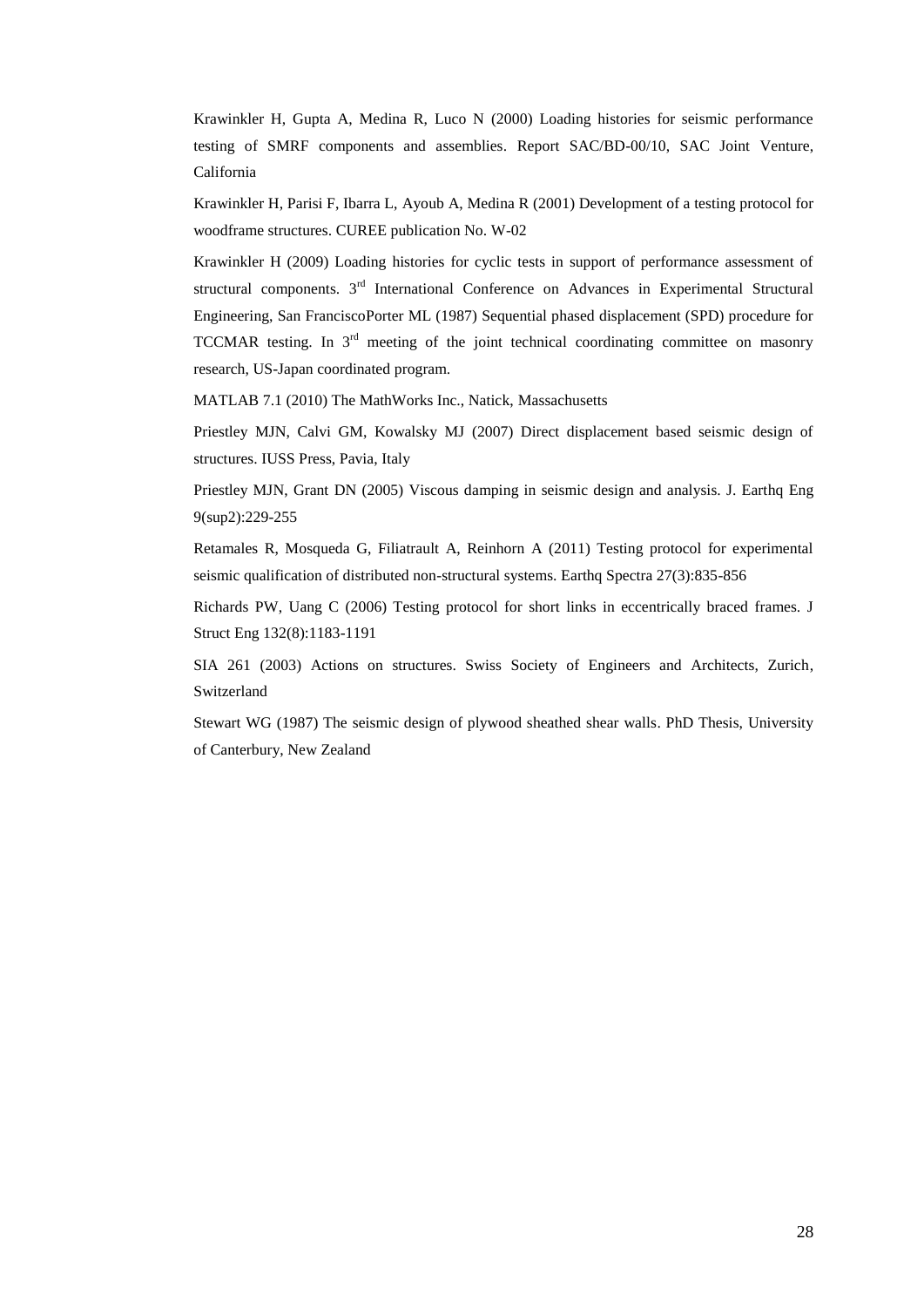Krawinkler H, Gupta A, Medina R, Luco N (2000) Loading histories for seismic performance testing of SMRF components and assemblies. Report SAC/BD-00/10, SAC Joint Venture, California

Krawinkler H, Parisi F, Ibarra L, Ayoub A, Medina R (2001) Development of a testing protocol for woodframe structures. CUREE publication No. W-02

Krawinkler H (2009) Loading histories for cyclic tests in support of performance assessment of structural components. 3rd International Conference on Advances in Experimental Structural Engineering, San FranciscoPorter ML (1987) Sequential phased displacement (SPD) procedure for TCCMAR testing. In 3rd meeting of the joint technical coordinating committee on masonry research, US-Japan coordinated program.

MATLAB 7.1 (2010) The MathWorks Inc., Natick, Massachusetts

Priestley MJN, Calvi GM, Kowalsky MJ (2007) Direct displacement based seismic design of structures. IUSS Press, Pavia, Italy

Priestley MJN, Grant DN (2005) Viscous damping in seismic design and analysis. J. Earthq Eng 9(sup2):229-255

Retamales R, Mosqueda G, Filiatrault A, Reinhorn A (2011) Testing protocol for experimental seismic qualification of distributed non-structural systems. Earthq Spectra 27(3):835-856

Richards PW, Uang C (2006) Testing protocol for short links in eccentrically braced frames. J Struct Eng 132(8):1183-1191

SIA 261 (2003) Actions on structures. Swiss Society of Engineers and Architects, Zurich, Switzerland

Stewart WG (1987) The seismic design of plywood sheathed shear walls. PhD Thesis, University of Canterbury, New Zealand